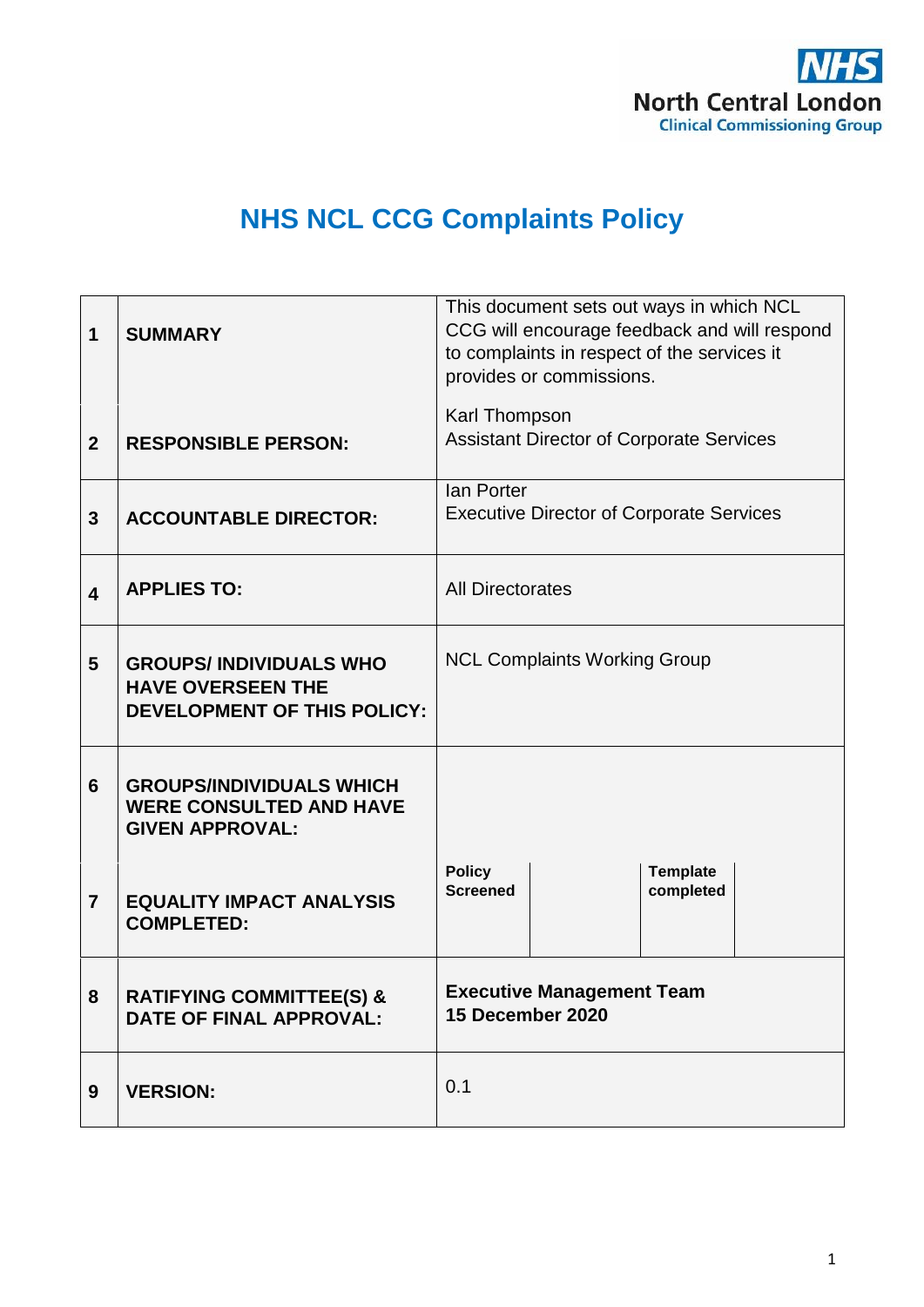NHS
North Central London
Clinical Commissioning Group

# NHS NCL CCG Complaints Policy

| | | |
|---|---|---|
| **1** | **SUMMARY** | This document sets out ways in which NCL CCG will encourage feedback and will respond to complaints in respect of the services it provides or commissions. |
| **2** | **RESPONSIBLE PERSON:** | Karl Thompson<br>Assistant Director of Corporate Services |
| **3** | **ACCOUNTABLE DIRECTOR:** | Ian Porter<br>Executive Director of Corporate Services |
| **4** | **APPLIES TO:** | All Directorates |
| **5** | **GROUPS/ INDIVIDUALS WHO HAVE OVERSEEN THE DEVELOPMENT OF THIS POLICY:** | NCL Complaints Working Group |
| **6** | **GROUPS/INDIVIDUALS WHICH WERE CONSULTED AND HAVE GIVEN APPROVAL:** | |
| **7** | **EQUALITY IMPACT ANALYSIS COMPLETED:** | **Policy Screened** \| \| **Template completed** \| |
| **8** | **RATIFYING COMMITTEE(S) & DATE OF FINAL APPROVAL:** | **Executive Management Team**<br>**15 December 2020** |
| **9** | **VERSION:** | 0.1 |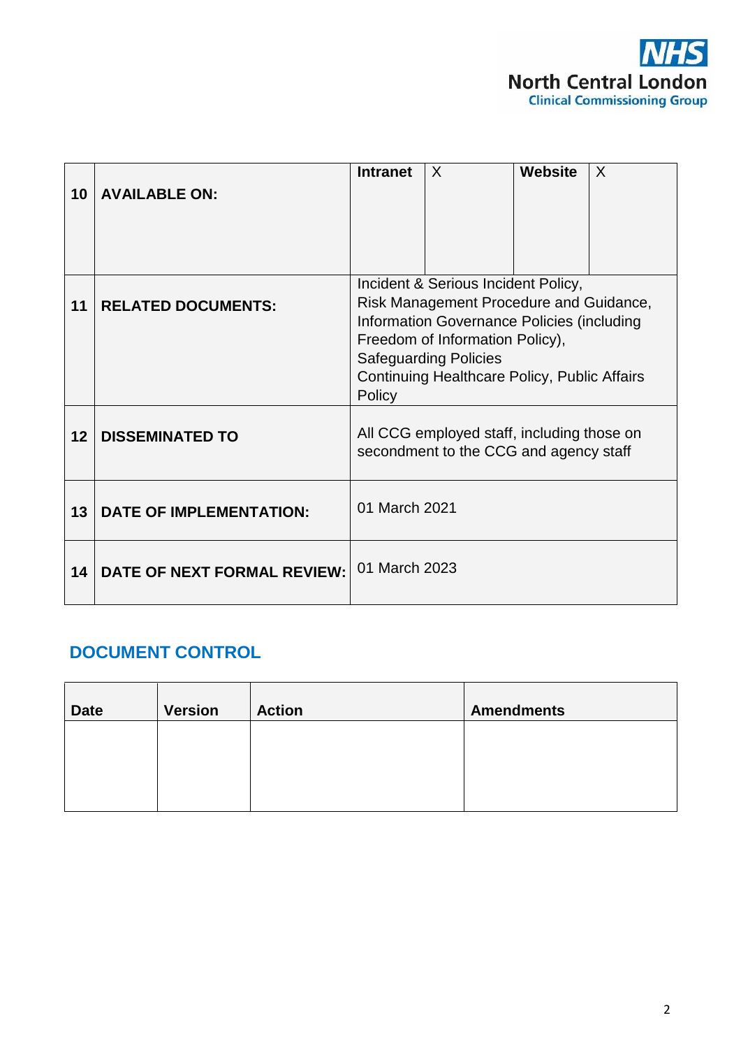| | | | | | |
|---|---|---|---|---|---|
| 10 | **AVAILABLE ON:** | **Intranet** | X | **Website** | X |
| 11 | **RELATED DOCUMENTS:** | Incident & Serious Incident Policy, Risk Management Procedure and Guidance, Information Governance Policies (including Freedom of Information Policy), Safeguarding Policies Continuing Healthcare Policy, Public Affairs Policy | | | |
| 12 | **DISSEMINATED TO** | All CCG employed staff, including those on secondment to the CCG and agency staff | | | |
| 13 | **DATE OF IMPLEMENTATION:** | 01 March 2021 | | | |
| 14 | **DATE OF NEXT FORMAL REVIEW:** | 01 March 2023 | | | |

## DOCUMENT CONTROL

| Date | Version | Action | Amendments |
|---|---|---|---|
| | | | |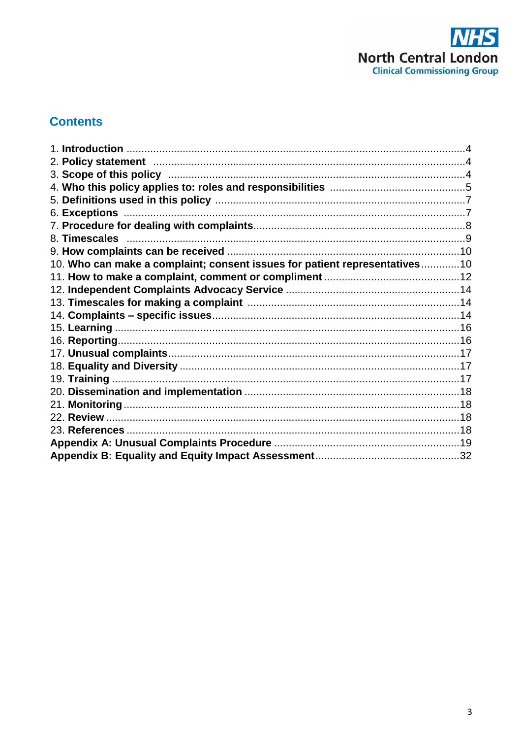North Central London
Clinical Commissioning Group

## Contents

1. **Introduction** ..................................................................................................4
2. **Policy statement** .........................................................................................4
3. **Scope of this policy** ....................................................................................4
4. **Who this policy applies to: roles and responsibilities** ...............................5
5. **Definitions used in this policy** ....................................................................7
6. **Exceptions** ..................................................................................................7
7. **Procedure for dealing with complaints**.......................................................8
8. **Timescales** ..................................................................................................9
9. **How complaints can be received** ..............................................................10
10. **Who can make a complaint; consent issues for patient representatives**............10
11. **How to make a complaint, comment or compliment** ..............................12
12. **Independent Complaints Advocacy Service** ...........................................14
13. **Timescales for making a complaint** ........................................................14
14. **Complaints – specific issues**....................................................................14
15. **Learning** ....................................................................................................16
16. **Reporting**...................................................................................................16
17. **Unusual complaints**..................................................................................17
18. **Equality and Diversity** ..............................................................................17
19. **Training** .....................................................................................................17
20. **Dissemination and implementation** .........................................................18
21. **Monitoring** .................................................................................................18
22. **Review** .......................................................................................................18
23. **References** ................................................................................................18

**Appendix A: Unusual Complaints Procedure** ...............................................19
**Appendix B: Equality and Equity Impact Assessment**................................32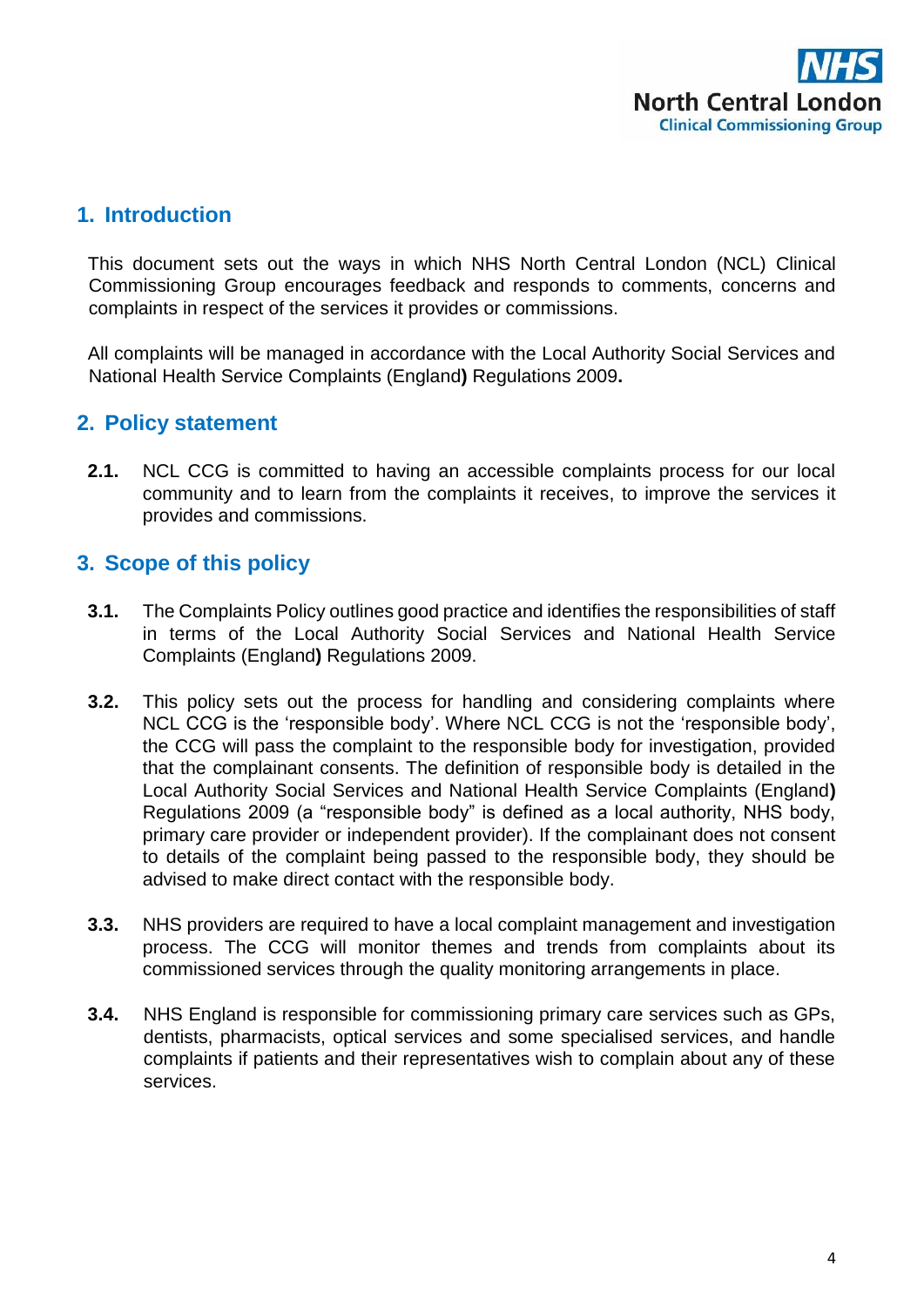## 1. Introduction

This document sets out the ways in which NHS North Central London (NCL) Clinical Commissioning Group encourages feedback and responds to comments, concerns and complaints in respect of the services it provides or commissions.

All complaints will be managed in accordance with the Local Authority Social Services and National Health Service Complaints (England) Regulations 2009.

## 2. Policy statement

**2.1.** NCL CCG is committed to having an accessible complaints process for our local community and to learn from the complaints it receives, to improve the services it provides and commissions.

## 3. Scope of this policy

**3.1.** The Complaints Policy outlines good practice and identifies the responsibilities of staff in terms of the Local Authority Social Services and National Health Service Complaints (England) Regulations 2009.

**3.2.** This policy sets out the process for handling and considering complaints where NCL CCG is the 'responsible body'. Where NCL CCG is not the 'responsible body', the CCG will pass the complaint to the responsible body for investigation, provided that the complainant consents. The definition of responsible body is detailed in the Local Authority Social Services and National Health Service Complaints (England) Regulations 2009 (a "responsible body" is defined as a local authority, NHS body, primary care provider or independent provider). If the complainant does not consent to details of the complaint being passed to the responsible body, they should be advised to make direct contact with the responsible body.

**3.3.** NHS providers are required to have a local complaint management and investigation process. The CCG will monitor themes and trends from complaints about its commissioned services through the quality monitoring arrangements in place.

**3.4.** NHS England is responsible for commissioning primary care services such as GPs, dentists, pharmacists, optical services and some specialised services, and handle complaints if patients and their representatives wish to complain about any of these services.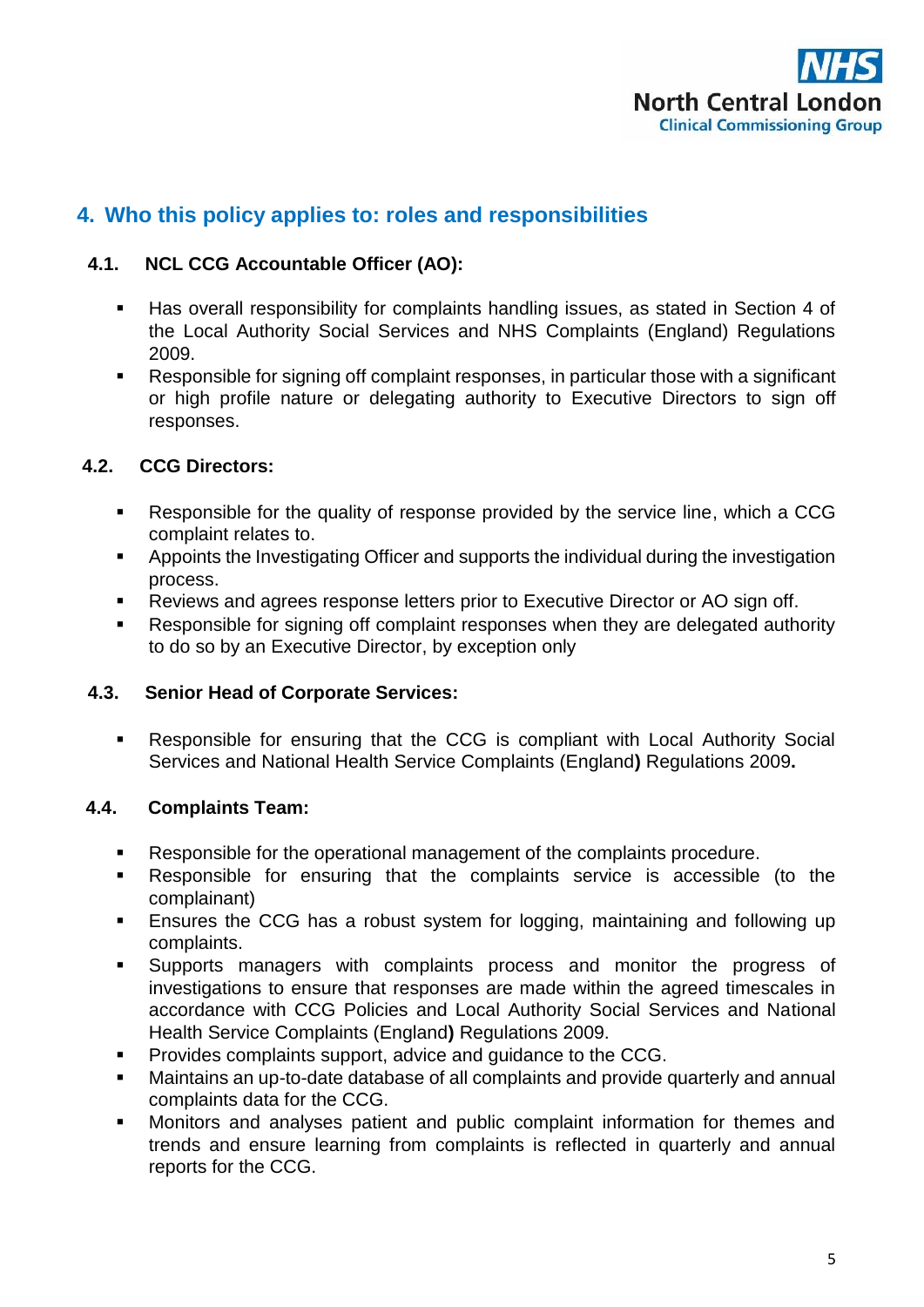## 4. Who this policy applies to: roles and responsibilities

### 4.1. NCL CCG Accountable Officer (AO):

- Has overall responsibility for complaints handling issues, as stated in Section 4 of the Local Authority Social Services and NHS Complaints (England) Regulations 2009.
- Responsible for signing off complaint responses, in particular those with a significant or high profile nature or delegating authority to Executive Directors to sign off responses.

### 4.2. CCG Directors:

- Responsible for the quality of response provided by the service line, which a CCG complaint relates to.
- Appoints the Investigating Officer and supports the individual during the investigation process.
- Reviews and agrees response letters prior to Executive Director or AO sign off.
- Responsible for signing off complaint responses when they are delegated authority to do so by an Executive Director, by exception only

### 4.3. Senior Head of Corporate Services:

- Responsible for ensuring that the CCG is compliant with Local Authority Social Services and National Health Service Complaints (England**)** Regulations 2009**.**

### 4.4. Complaints Team:

- Responsible for the operational management of the complaints procedure.
- Responsible for ensuring that the complaints service is accessible (to the complainant)
- Ensures the CCG has a robust system for logging, maintaining and following up complaints.
- Supports managers with complaints process and monitor the progress of investigations to ensure that responses are made within the agreed timescales in accordance with CCG Policies and Local Authority Social Services and National Health Service Complaints (England**)** Regulations 2009.
- Provides complaints support, advice and guidance to the CCG.
- Maintains an up-to-date database of all complaints and provide quarterly and annual complaints data for the CCG.
- Monitors and analyses patient and public complaint information for themes and trends and ensure learning from complaints is reflected in quarterly and annual reports for the CCG.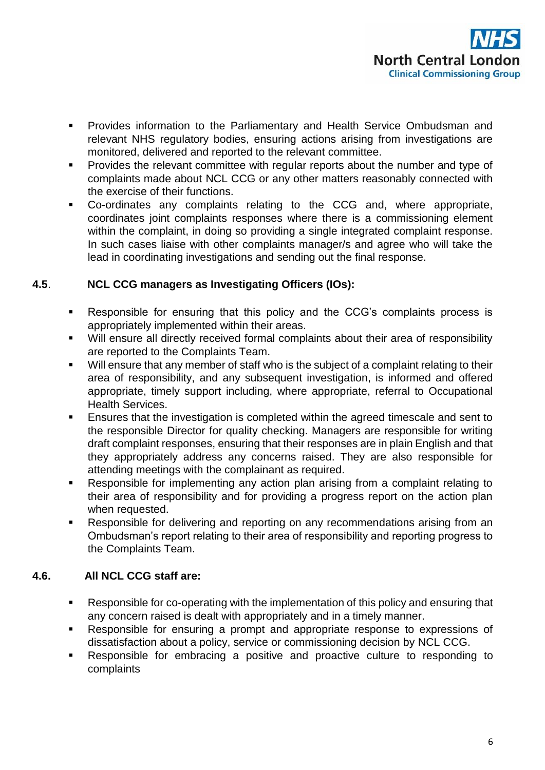- Provides information to the Parliamentary and Health Service Ombudsman and relevant NHS regulatory bodies, ensuring actions arising from investigations are monitored, delivered and reported to the relevant committee.
- Provides the relevant committee with regular reports about the number and type of complaints made about NCL CCG or any other matters reasonably connected with the exercise of their functions.
- Co-ordinates any complaints relating to the CCG and, where appropriate, coordinates joint complaints responses where there is a commissioning element within the complaint, in doing so providing a single integrated complaint response. In such cases liaise with other complaints manager/s and agree who will take the lead in coordinating investigations and sending out the final response.

### 4.5. NCL CCG managers as Investigating Officers (IOs):

- Responsible for ensuring that this policy and the CCG's complaints process is appropriately implemented within their areas.
- Will ensure all directly received formal complaints about their area of responsibility are reported to the Complaints Team.
- Will ensure that any member of staff who is the subject of a complaint relating to their area of responsibility, and any subsequent investigation, is informed and offered appropriate, timely support including, where appropriate, referral to Occupational Health Services.
- Ensures that the investigation is completed within the agreed timescale and sent to the responsible Director for quality checking. Managers are responsible for writing draft complaint responses, ensuring that their responses are in plain English and that they appropriately address any concerns raised. They are also responsible for attending meetings with the complainant as required.
- Responsible for implementing any action plan arising from a complaint relating to their area of responsibility and for providing a progress report on the action plan when requested.
- Responsible for delivering and reporting on any recommendations arising from an Ombudsman's report relating to their area of responsibility and reporting progress to the Complaints Team.

### 4.6. All NCL CCG staff are:

- Responsible for co-operating with the implementation of this policy and ensuring that any concern raised is dealt with appropriately and in a timely manner.
- Responsible for ensuring a prompt and appropriate response to expressions of dissatisfaction about a policy, service or commissioning decision by NCL CCG.
- Responsible for embracing a positive and proactive culture to responding to complaints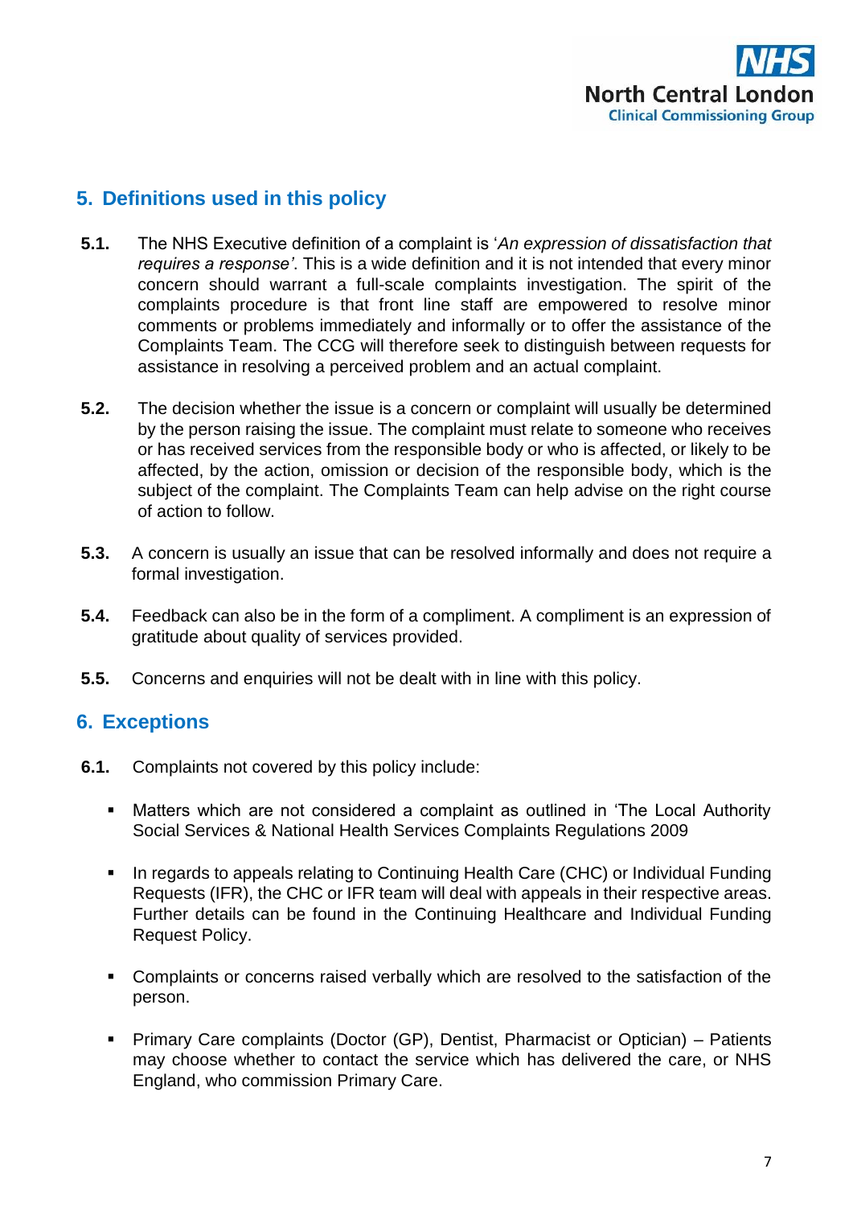## 5. Definitions used in this policy

**5.1.** The NHS Executive definition of a complaint is '*An expression of dissatisfaction that requires a response'*. This is a wide definition and it is not intended that every minor concern should warrant a full-scale complaints investigation. The spirit of the complaints procedure is that front line staff are empowered to resolve minor comments or problems immediately and informally or to offer the assistance of the Complaints Team. The CCG will therefore seek to distinguish between requests for assistance in resolving a perceived problem and an actual complaint.

**5.2.** The decision whether the issue is a concern or complaint will usually be determined by the person raising the issue. The complaint must relate to someone who receives or has received services from the responsible body or who is affected, or likely to be affected, by the action, omission or decision of the responsible body, which is the subject of the complaint. The Complaints Team can help advise on the right course of action to follow.

**5.3.** A concern is usually an issue that can be resolved informally and does not require a formal investigation.

**5.4.** Feedback can also be in the form of a compliment. A compliment is an expression of gratitude about quality of services provided.

**5.5.** Concerns and enquiries will not be dealt with in line with this policy.

## 6. Exceptions

**6.1.** Complaints not covered by this policy include:

- Matters which are not considered a complaint as outlined in 'The Local Authority Social Services & National Health Services Complaints Regulations 2009
- In regards to appeals relating to Continuing Health Care (CHC) or Individual Funding Requests (IFR), the CHC or IFR team will deal with appeals in their respective areas. Further details can be found in the Continuing Healthcare and Individual Funding Request Policy.
- Complaints or concerns raised verbally which are resolved to the satisfaction of the person.
- Primary Care complaints (Doctor (GP), Dentist, Pharmacist or Optician) – Patients may choose whether to contact the service which has delivered the care, or NHS England, who commission Primary Care.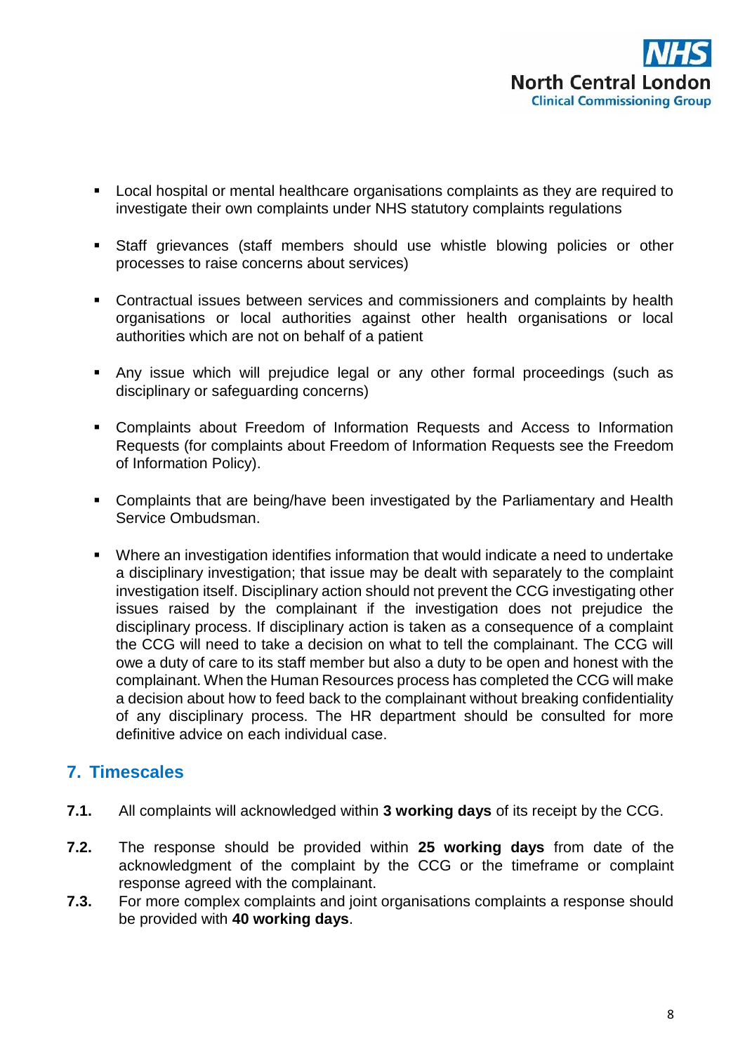- Local hospital or mental healthcare organisations complaints as they are required to investigate their own complaints under NHS statutory complaints regulations

- Staff grievances (staff members should use whistle blowing policies or other processes to raise concerns about services)

- Contractual issues between services and commissioners and complaints by health organisations or local authorities against other health organisations or local authorities which are not on behalf of a patient

- Any issue which will prejudice legal or any other formal proceedings (such as disciplinary or safeguarding concerns)

- Complaints about Freedom of Information Requests and Access to Information Requests (for complaints about Freedom of Information Requests see the Freedom of Information Policy).

- Complaints that are being/have been investigated by the Parliamentary and Health Service Ombudsman.

- Where an investigation identifies information that would indicate a need to undertake a disciplinary investigation; that issue may be dealt with separately to the complaint investigation itself. Disciplinary action should not prevent the CCG investigating other issues raised by the complainant if the investigation does not prejudice the disciplinary process. If disciplinary action is taken as a consequence of a complaint the CCG will need to take a decision on what to tell the complainant. The CCG will owe a duty of care to its staff member but also a duty to be open and honest with the complainant. When the Human Resources process has completed the CCG will make a decision about how to feed back to the complainant without breaking confidentiality of any disciplinary process. The HR department should be consulted for more definitive advice on each individual case.

## 7. Timescales

**7.1.** All complaints will acknowledged within **3 working days** of its receipt by the CCG.

**7.2.** The response should be provided within **25 working days** from date of the acknowledgment of the complaint by the CCG or the timeframe or complaint response agreed with the complainant.

**7.3.** For more complex complaints and joint organisations complaints a response should be provided with **40 working days**.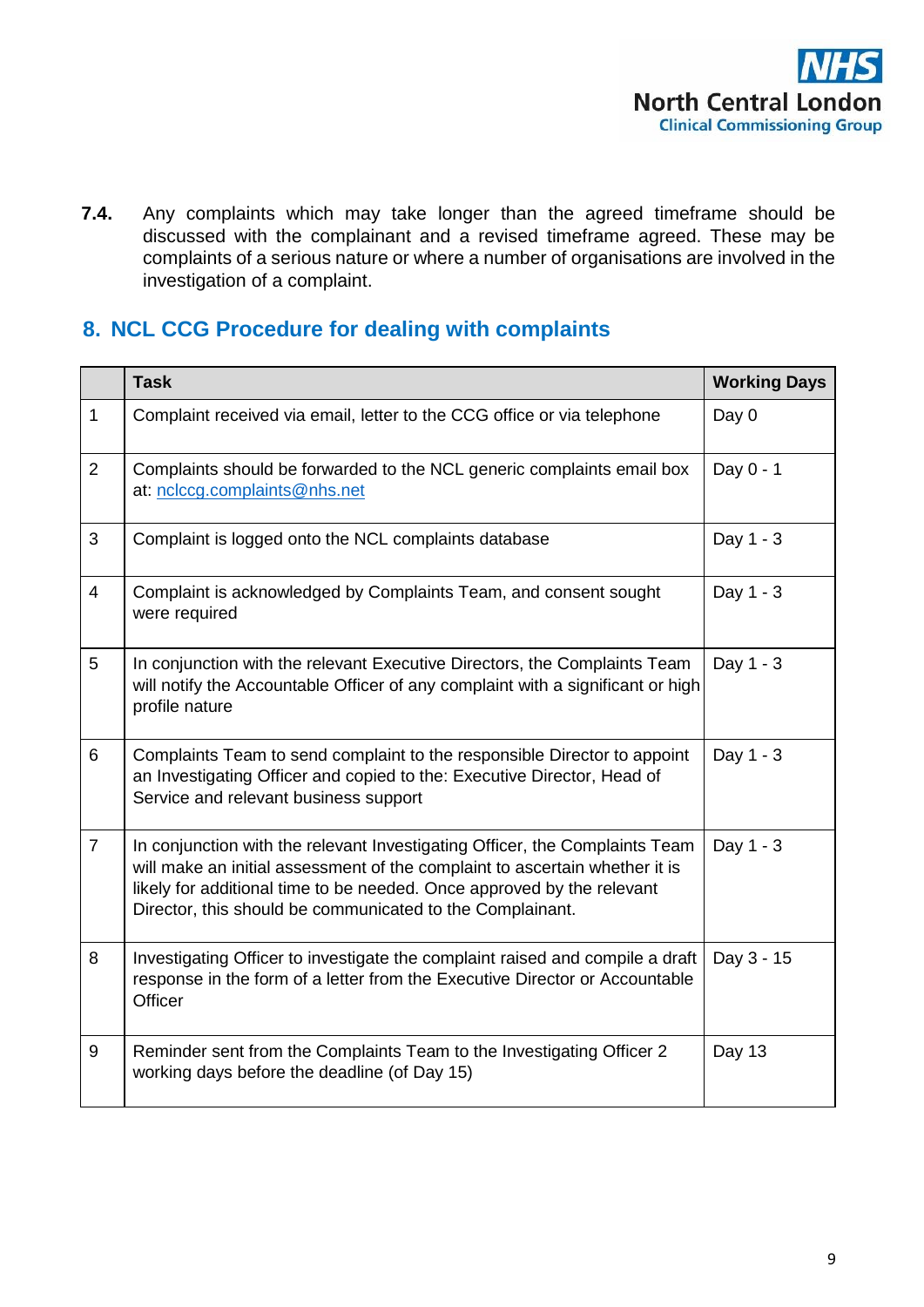**7.4.** Any complaints which may take longer than the agreed timeframe should be discussed with the complainant and a revised timeframe agreed. These may be complaints of a serious nature or where a number of organisations are involved in the investigation of a complaint.

## 8. NCL CCG Procedure for dealing with complaints

| | Task | Working Days |
|---|---|---|
| 1 | Complaint received via email, letter to the CCG office or via telephone | Day 0 |
| 2 | Complaints should be forwarded to the NCL generic complaints email box at: [nclccg.complaints@nhs.net](mailto:nclccg.complaints@nhs.net) | Day 0 - 1 |
| 3 | Complaint is logged onto the NCL complaints database | Day 1 - 3 |
| 4 | Complaint is acknowledged by Complaints Team, and consent sought were required | Day 1 - 3 |
| 5 | In conjunction with the relevant Executive Directors, the Complaints Team will notify the Accountable Officer of any complaint with a significant or high profile nature | Day 1 - 3 |
| 6 | Complaints Team to send complaint to the responsible Director to appoint an Investigating Officer and copied to the: Executive Director, Head of Service and relevant business support | Day 1 - 3 |
| 7 | In conjunction with the relevant Investigating Officer, the Complaints Team will make an initial assessment of the complaint to ascertain whether it is likely for additional time to be needed. Once approved by the relevant Director, this should be communicated to the Complainant. | Day 1 - 3 |
| 8 | Investigating Officer to investigate the complaint raised and compile a draft response in the form of a letter from the Executive Director or Accountable Officer | Day 3 - 15 |
| 9 | Reminder sent from the Complaints Team to the Investigating Officer 2 working days before the deadline (of Day 15) | Day 13 |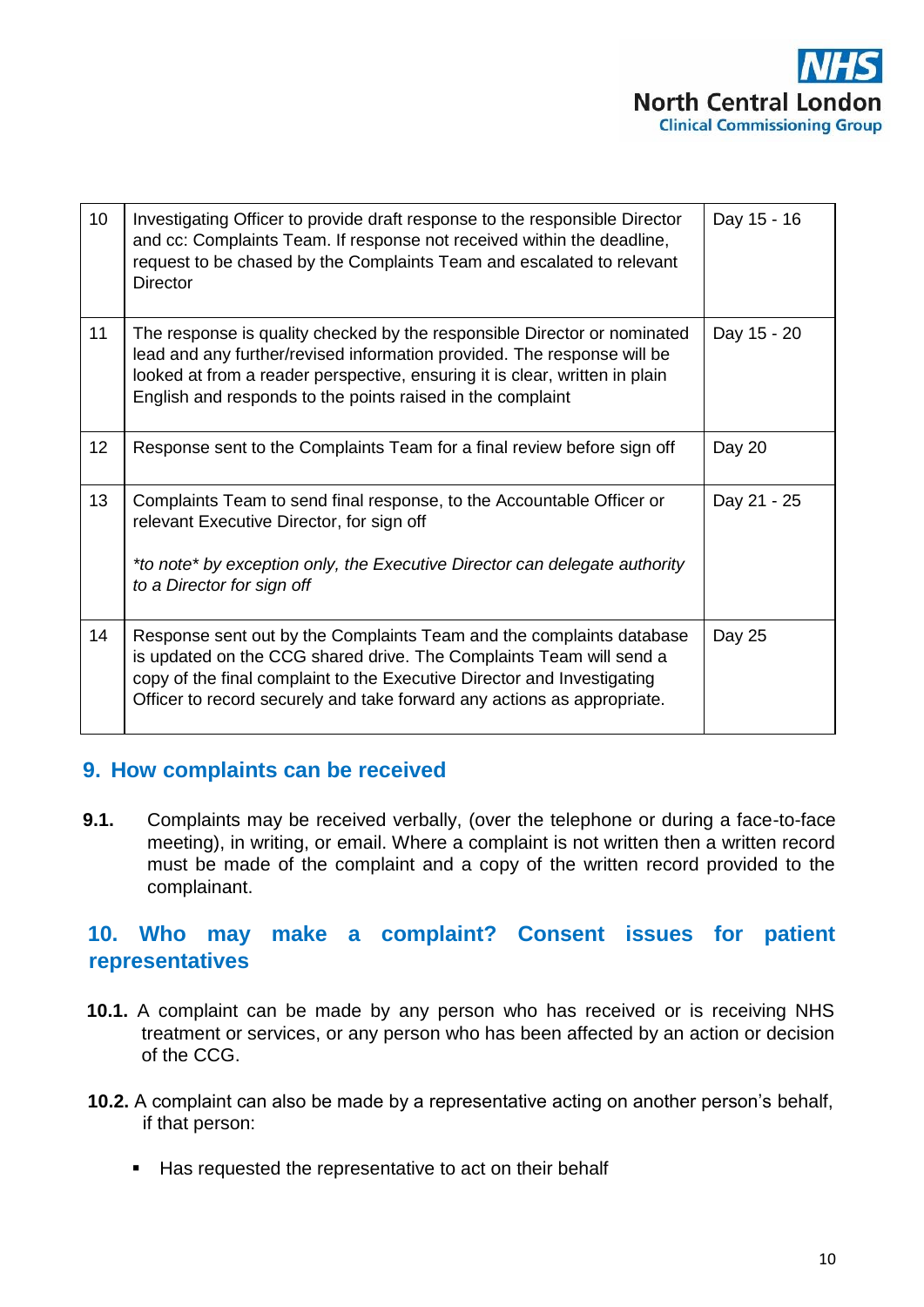| | | |
|---|---|---|
| 10 | Investigating Officer to provide draft response to the responsible Director and cc: Complaints Team. If response not received within the deadline, request to be chased by the Complaints Team and escalated to relevant Director | Day 15 - 16 |
| 11 | The response is quality checked by the responsible Director or nominated lead and any further/revised information provided. The response will be looked at from a reader perspective, ensuring it is clear, written in plain English and responds to the points raised in the complaint | Day 15 - 20 |
| 12 | Response sent to the Complaints Team for a final review before sign off | Day 20 |
| 13 | Complaints Team to send final response, to the Accountable Officer or relevant Executive Director, for sign off<br><br>*\*to note\* by exception only, the Executive Director can delegate authority to a Director for sign off* | Day 21 - 25 |
| 14 | Response sent out by the Complaints Team and the complaints database is updated on the CCG shared drive. The Complaints Team will send a copy of the final complaint to the Executive Director and Investigating Officer to record securely and take forward any actions as appropriate. | Day 25 |

## 9. How complaints can be received

**9.1.** Complaints may be received verbally, (over the telephone or during a face-to-face meeting), in writing, or email. Where a complaint is not written then a written record must be made of the complaint and a copy of the written record provided to the complainant.

## 10. Who may make a complaint? Consent issues for patient representatives

**10.1.** A complaint can be made by any person who has received or is receiving NHS treatment or services, or any person who has been affected by an action or decision of the CCG.

**10.2.** A complaint can also be made by a representative acting on another person's behalf, if that person:

- Has requested the representative to act on their behalf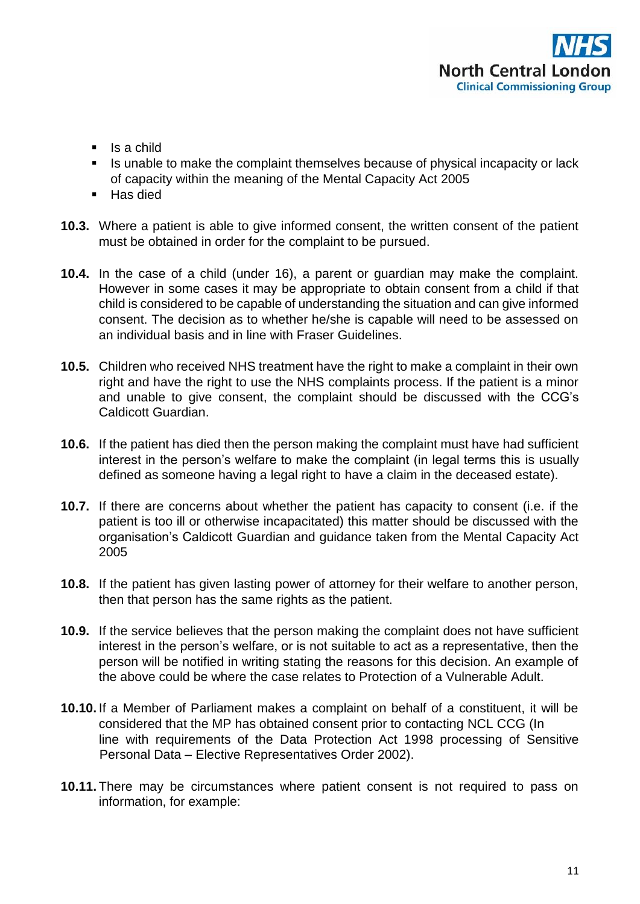- Is a child
- Is unable to make the complaint themselves because of physical incapacity or lack of capacity within the meaning of the Mental Capacity Act 2005
- Has died

**10.3.** Where a patient is able to give informed consent, the written consent of the patient must be obtained in order for the complaint to be pursued.

**10.4.** In the case of a child (under 16), a parent or guardian may make the complaint. However in some cases it may be appropriate to obtain consent from a child if that child is considered to be capable of understanding the situation and can give informed consent. The decision as to whether he/she is capable will need to be assessed on an individual basis and in line with Fraser Guidelines.

**10.5.** Children who received NHS treatment have the right to make a complaint in their own right and have the right to use the NHS complaints process. If the patient is a minor and unable to give consent, the complaint should be discussed with the CCG's Caldicott Guardian.

**10.6.** If the patient has died then the person making the complaint must have had sufficient interest in the person's welfare to make the complaint (in legal terms this is usually defined as someone having a legal right to have a claim in the deceased estate).

**10.7.** If there are concerns about whether the patient has capacity to consent (i.e. if the patient is too ill or otherwise incapacitated) this matter should be discussed with the organisation's Caldicott Guardian and guidance taken from the Mental Capacity Act 2005

**10.8.** If the patient has given lasting power of attorney for their welfare to another person, then that person has the same rights as the patient.

**10.9.** If the service believes that the person making the complaint does not have sufficient interest in the person's welfare, or is not suitable to act as a representative, then the person will be notified in writing stating the reasons for this decision. An example of the above could be where the case relates to Protection of a Vulnerable Adult.

**10.10.** If a Member of Parliament makes a complaint on behalf of a constituent, it will be considered that the MP has obtained consent prior to contacting NCL CCG (In line with requirements of the Data Protection Act 1998 processing of Sensitive Personal Data – Elective Representatives Order 2002).

**10.11.** There may be circumstances where patient consent is not required to pass on information, for example: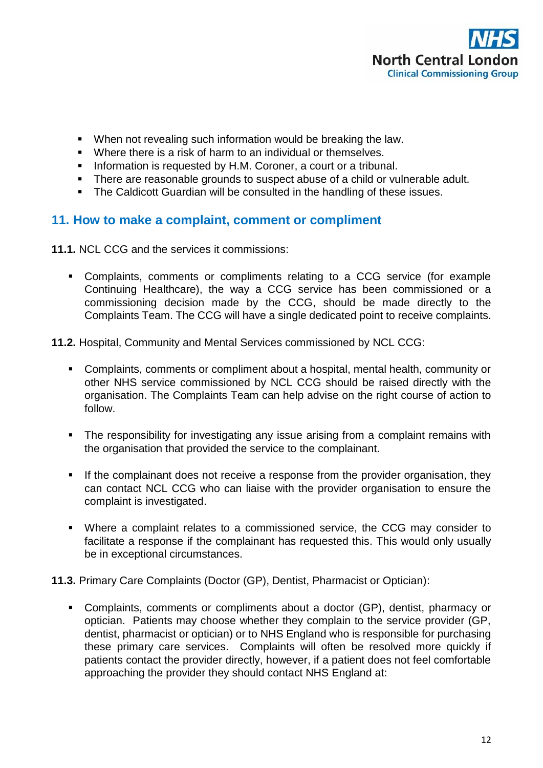- When not revealing such information would be breaking the law.
- Where there is a risk of harm to an individual or themselves.
- Information is requested by H.M. Coroner, a court or a tribunal.
- There are reasonable grounds to suspect abuse of a child or vulnerable adult.
- The Caldicott Guardian will be consulted in the handling of these issues.

## 11. How to make a complaint, comment or compliment

**11.1.** NCL CCG and the services it commissions:

- Complaints, comments or compliments relating to a CCG service (for example Continuing Healthcare), the way a CCG service has been commissioned or a commissioning decision made by the CCG, should be made directly to the Complaints Team. The CCG will have a single dedicated point to receive complaints.

**11.2.** Hospital, Community and Mental Services commissioned by NCL CCG:

- Complaints, comments or compliment about a hospital, mental health, community or other NHS service commissioned by NCL CCG should be raised directly with the organisation. The Complaints Team can help advise on the right course of action to follow.

- The responsibility for investigating any issue arising from a complaint remains with the organisation that provided the service to the complainant.

- If the complainant does not receive a response from the provider organisation, they can contact NCL CCG who can liaise with the provider organisation to ensure the complaint is investigated.

- Where a complaint relates to a commissioned service, the CCG may consider to facilitate a response if the complainant has requested this. This would only usually be in exceptional circumstances.

**11.3.** Primary Care Complaints (Doctor (GP), Dentist, Pharmacist or Optician):

- Complaints, comments or compliments about a doctor (GP), dentist, pharmacy or optician. Patients may choose whether they complain to the service provider (GP, dentist, pharmacist or optician) or to NHS England who is responsible for purchasing these primary care services. Complaints will often be resolved more quickly if patients contact the provider directly, however, if a patient does not feel comfortable approaching the provider they should contact NHS England at: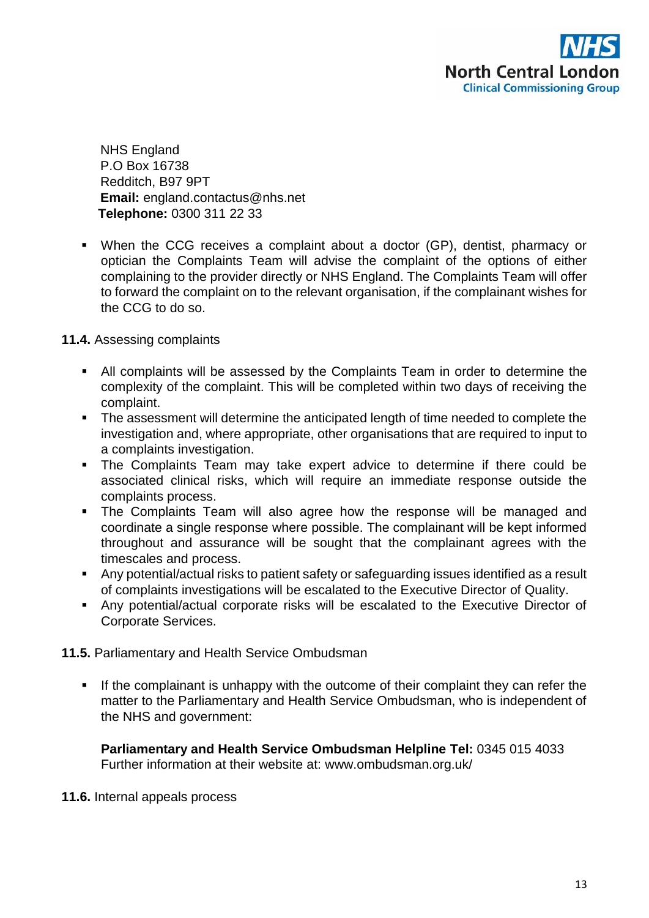NHS England
P.O Box 16738
Redditch, B97 9PT
**Email:** england.contactus@nhs.net
**Telephone:** 0300 311 22 33

- When the CCG receives a complaint about a doctor (GP), dentist, pharmacy or optician the Complaints Team will advise the complaint of the options of either complaining to the provider directly or NHS England. The Complaints Team will offer to forward the complaint on to the relevant organisation, if the complainant wishes for the CCG to do so.

**11.4.** Assessing complaints

- All complaints will be assessed by the Complaints Team in order to determine the complexity of the complaint. This will be completed within two days of receiving the complaint.
- The assessment will determine the anticipated length of time needed to complete the investigation and, where appropriate, other organisations that are required to input to a complaints investigation.
- The Complaints Team may take expert advice to determine if there could be associated clinical risks, which will require an immediate response outside the complaints process.
- The Complaints Team will also agree how the response will be managed and coordinate a single response where possible. The complainant will be kept informed throughout and assurance will be sought that the complainant agrees with the timescales and process.
- Any potential/actual risks to patient safety or safeguarding issues identified as a result of complaints investigations will be escalated to the Executive Director of Quality.
- Any potential/actual corporate risks will be escalated to the Executive Director of Corporate Services.

**11.5.** Parliamentary and Health Service Ombudsman

- If the complainant is unhappy with the outcome of their complaint they can refer the matter to the Parliamentary and Health Service Ombudsman, who is independent of the NHS and government:

  **Parliamentary and Health Service Ombudsman Helpline Tel:** 0345 015 4033
  Further information at their website at: www.ombudsman.org.uk/

**11.6.** Internal appeals process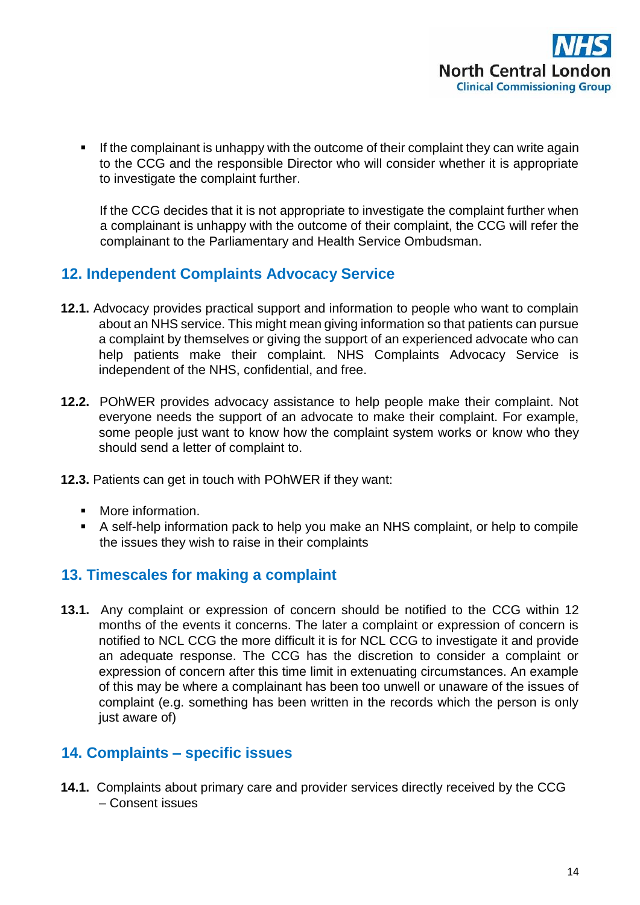- If the complainant is unhappy with the outcome of their complaint they can write again to the CCG and the responsible Director who will consider whether it is appropriate to investigate the complaint further.

  If the CCG decides that it is not appropriate to investigate the complaint further when a complainant is unhappy with the outcome of their complaint, the CCG will refer the complainant to the Parliamentary and Health Service Ombudsman.

## 12. Independent Complaints Advocacy Service

**12.1.** Advocacy provides practical support and information to people who want to complain about an NHS service. This might mean giving information so that patients can pursue a complaint by themselves or giving the support of an experienced advocate who can help patients make their complaint. NHS Complaints Advocacy Service is independent of the NHS, confidential, and free.

**12.2.** POhWER provides advocacy assistance to help people make their complaint. Not everyone needs the support of an advocate to make their complaint. For example, some people just want to know how the complaint system works or know who they should send a letter of complaint to.

**12.3.** Patients can get in touch with POhWER if they want:

- More information.
- A self-help information pack to help you make an NHS complaint, or help to compile the issues they wish to raise in their complaints

## 13. Timescales for making a complaint

**13.1.** Any complaint or expression of concern should be notified to the CCG within 12 months of the events it concerns. The later a complaint or expression of concern is notified to NCL CCG the more difficult it is for NCL CCG to investigate it and provide an adequate response. The CCG has the discretion to consider a complaint or expression of concern after this time limit in extenuating circumstances. An example of this may be where a complainant has been too unwell or unaware of the issues of complaint (e.g. something has been written in the records which the person is only just aware of)

## 14. Complaints – specific issues

**14.1.** Complaints about primary care and provider services directly received by the CCG – Consent issues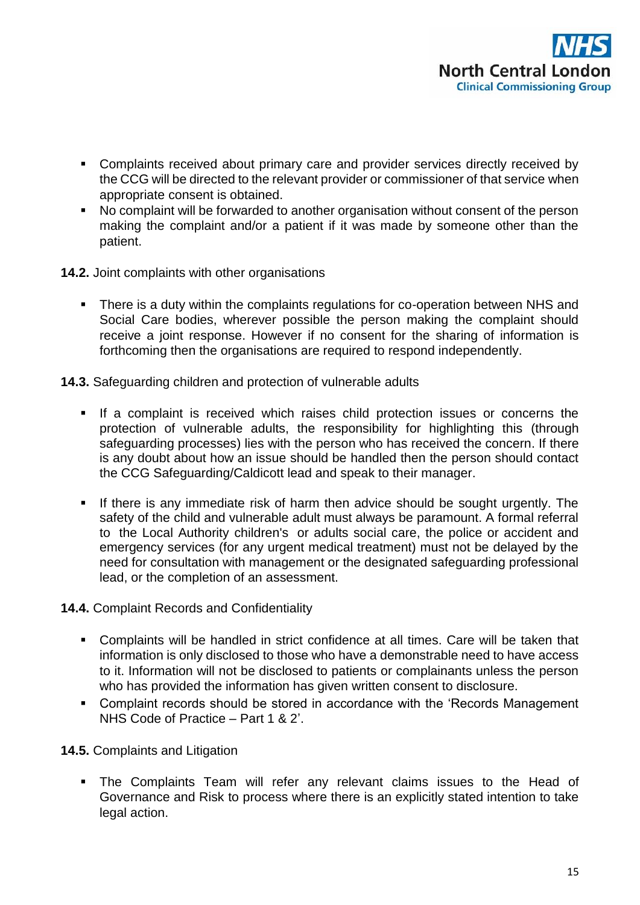- Complaints received about primary care and provider services directly received by the CCG will be directed to the relevant provider or commissioner of that service when appropriate consent is obtained.
- No complaint will be forwarded to another organisation without consent of the person making the complaint and/or a patient if it was made by someone other than the patient.

**14.2.** Joint complaints with other organisations

- There is a duty within the complaints regulations for co-operation between NHS and Social Care bodies, wherever possible the person making the complaint should receive a joint response. However if no consent for the sharing of information is forthcoming then the organisations are required to respond independently.

**14.3.** Safeguarding children and protection of vulnerable adults

- If a complaint is received which raises child protection issues or concerns the protection of vulnerable adults, the responsibility for highlighting this (through safeguarding processes) lies with the person who has received the concern. If there is any doubt about how an issue should be handled then the person should contact the CCG Safeguarding/Caldicott lead and speak to their manager.

- If there is any immediate risk of harm then advice should be sought urgently. The safety of the child and vulnerable adult must always be paramount. A formal referral to the Local Authority children's or adults social care, the police or accident and emergency services (for any urgent medical treatment) must not be delayed by the need for consultation with management or the designated safeguarding professional lead, or the completion of an assessment.

**14.4.** Complaint Records and Confidentiality

- Complaints will be handled in strict confidence at all times. Care will be taken that information is only disclosed to those who have a demonstrable need to have access to it. Information will not be disclosed to patients or complainants unless the person who has provided the information has given written consent to disclosure.
- Complaint records should be stored in accordance with the 'Records Management NHS Code of Practice – Part 1 & 2'.

**14.5.** Complaints and Litigation

- The Complaints Team will refer any relevant claims issues to the Head of Governance and Risk to process where there is an explicitly stated intention to take legal action.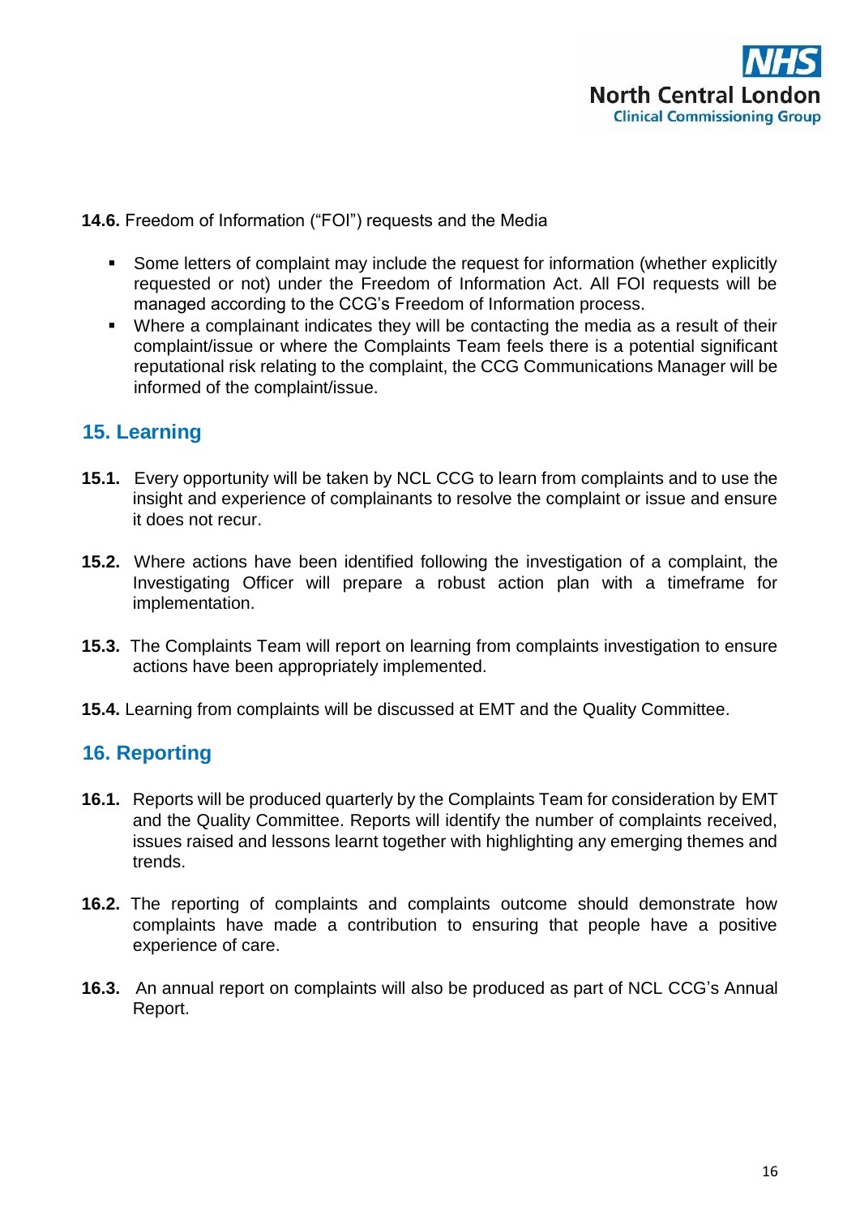**14.6.** Freedom of Information ("FOI") requests and the Media

- Some letters of complaint may include the request for information (whether explicitly requested or not) under the Freedom of Information Act. All FOI requests will be managed according to the CCG's Freedom of Information process.
- Where a complainant indicates they will be contacting the media as a result of their complaint/issue or where the Complaints Team feels there is a potential significant reputational risk relating to the complaint, the CCG Communications Manager will be informed of the complaint/issue.

## 15. Learning

**15.1.** Every opportunity will be taken by NCL CCG to learn from complaints and to use the insight and experience of complainants to resolve the complaint or issue and ensure it does not recur.

**15.2.** Where actions have been identified following the investigation of a complaint, the Investigating Officer will prepare a robust action plan with a timeframe for implementation.

**15.3.** The Complaints Team will report on learning from complaints investigation to ensure actions have been appropriately implemented.

**15.4.** Learning from complaints will be discussed at EMT and the Quality Committee.

## 16. Reporting

**16.1.** Reports will be produced quarterly by the Complaints Team for consideration by EMT and the Quality Committee. Reports will identify the number of complaints received, issues raised and lessons learnt together with highlighting any emerging themes and trends.

**16.2.** The reporting of complaints and complaints outcome should demonstrate how complaints have made a contribution to ensuring that people have a positive experience of care.

**16.3.** An annual report on complaints will also be produced as part of NCL CCG's Annual Report.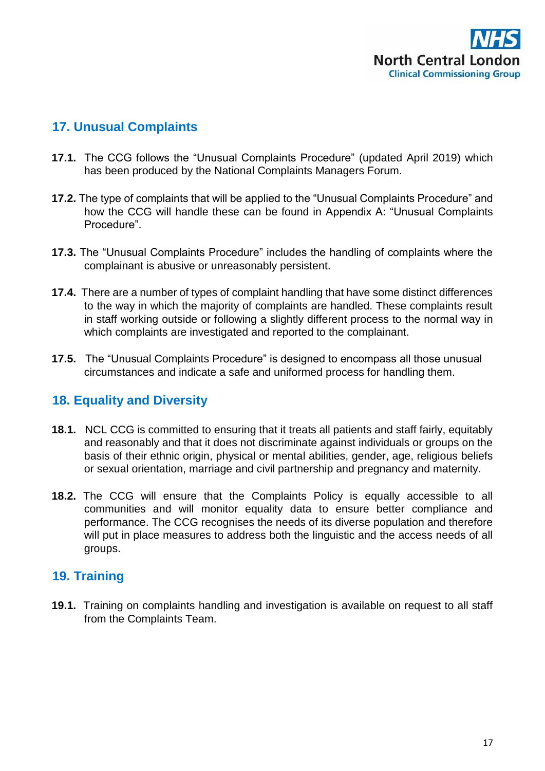## 17. Unusual Complaints

**17.1.** The CCG follows the "Unusual Complaints Procedure" (updated April 2019) which has been produced by the National Complaints Managers Forum.

**17.2.** The type of complaints that will be applied to the "Unusual Complaints Procedure" and how the CCG will handle these can be found in Appendix A: "Unusual Complaints Procedure".

**17.3.** The "Unusual Complaints Procedure" includes the handling of complaints where the complainant is abusive or unreasonably persistent.

**17.4.** There are a number of types of complaint handling that have some distinct differences to the way in which the majority of complaints are handled. These complaints result in staff working outside or following a slightly different process to the normal way in which complaints are investigated and reported to the complainant.

**17.5.** The "Unusual Complaints Procedure" is designed to encompass all those unusual circumstances and indicate a safe and uniformed process for handling them.

## 18. Equality and Diversity

**18.1.** NCL CCG is committed to ensuring that it treats all patients and staff fairly, equitably and reasonably and that it does not discriminate against individuals or groups on the basis of their ethnic origin, physical or mental abilities, gender, age, religious beliefs or sexual orientation, marriage and civil partnership and pregnancy and maternity.

**18.2.** The CCG will ensure that the Complaints Policy is equally accessible to all communities and will monitor equality data to ensure better compliance and performance. The CCG recognises the needs of its diverse population and therefore will put in place measures to address both the linguistic and the access needs of all groups.

## 19. Training

**19.1.** Training on complaints handling and investigation is available on request to all staff from the Complaints Team.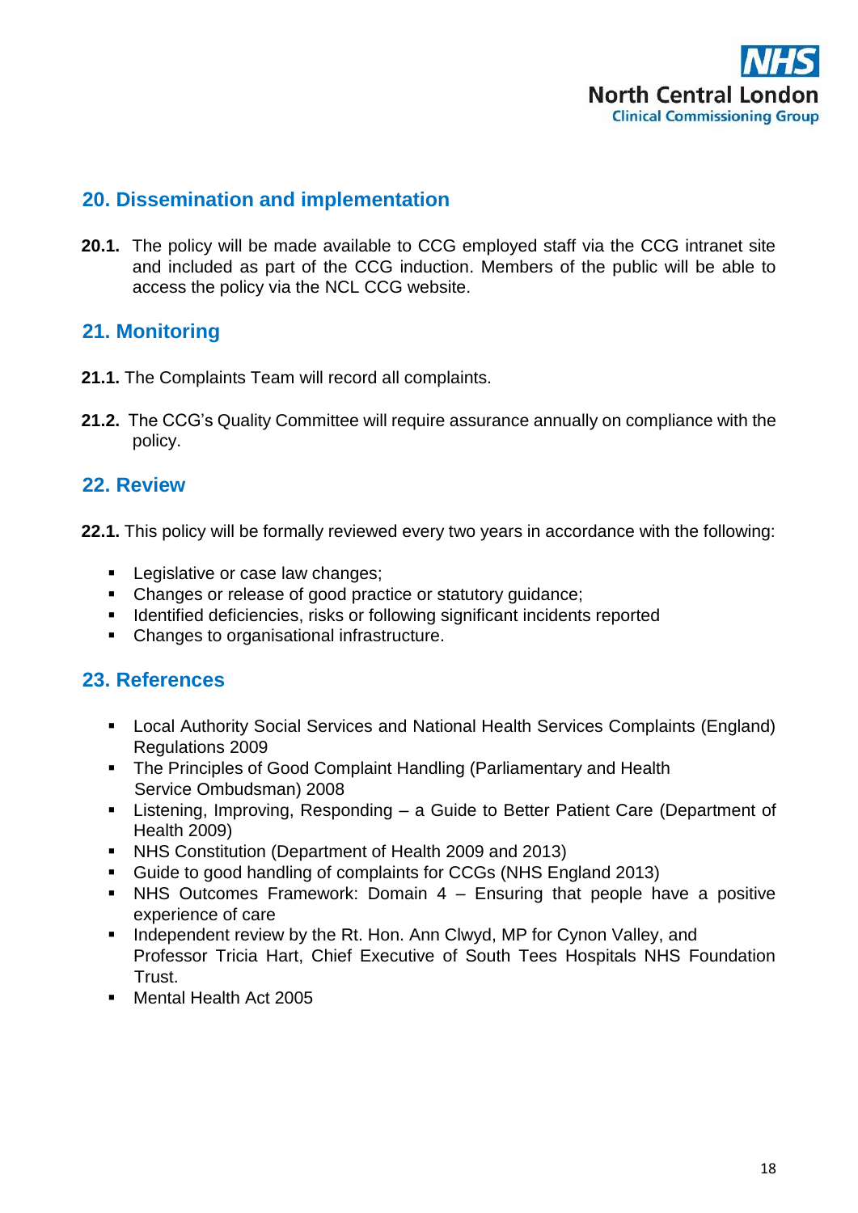## 20. Dissemination and implementation

**20.1.** The policy will be made available to CCG employed staff via the CCG intranet site and included as part of the CCG induction. Members of the public will be able to access the policy via the NCL CCG website.

## 21. Monitoring

**21.1.** The Complaints Team will record all complaints.

**21.2.** The CCG's Quality Committee will require assurance annually on compliance with the policy.

## 22. Review

**22.1.** This policy will be formally reviewed every two years in accordance with the following:

- Legislative or case law changes;
- Changes or release of good practice or statutory guidance;
- Identified deficiencies, risks or following significant incidents reported
- Changes to organisational infrastructure.

## 23. References

- Local Authority Social Services and National Health Services Complaints (England) Regulations 2009
- The Principles of Good Complaint Handling (Parliamentary and Health Service Ombudsman) 2008
- Listening, Improving, Responding – a Guide to Better Patient Care (Department of Health 2009)
- NHS Constitution (Department of Health 2009 and 2013)
- Guide to good handling of complaints for CCGs (NHS England 2013)
- NHS Outcomes Framework: Domain 4 – Ensuring that people have a positive experience of care
- Independent review by the Rt. Hon. Ann Clwyd, MP for Cynon Valley, and Professor Tricia Hart, Chief Executive of South Tees Hospitals NHS Foundation Trust.
- Mental Health Act 2005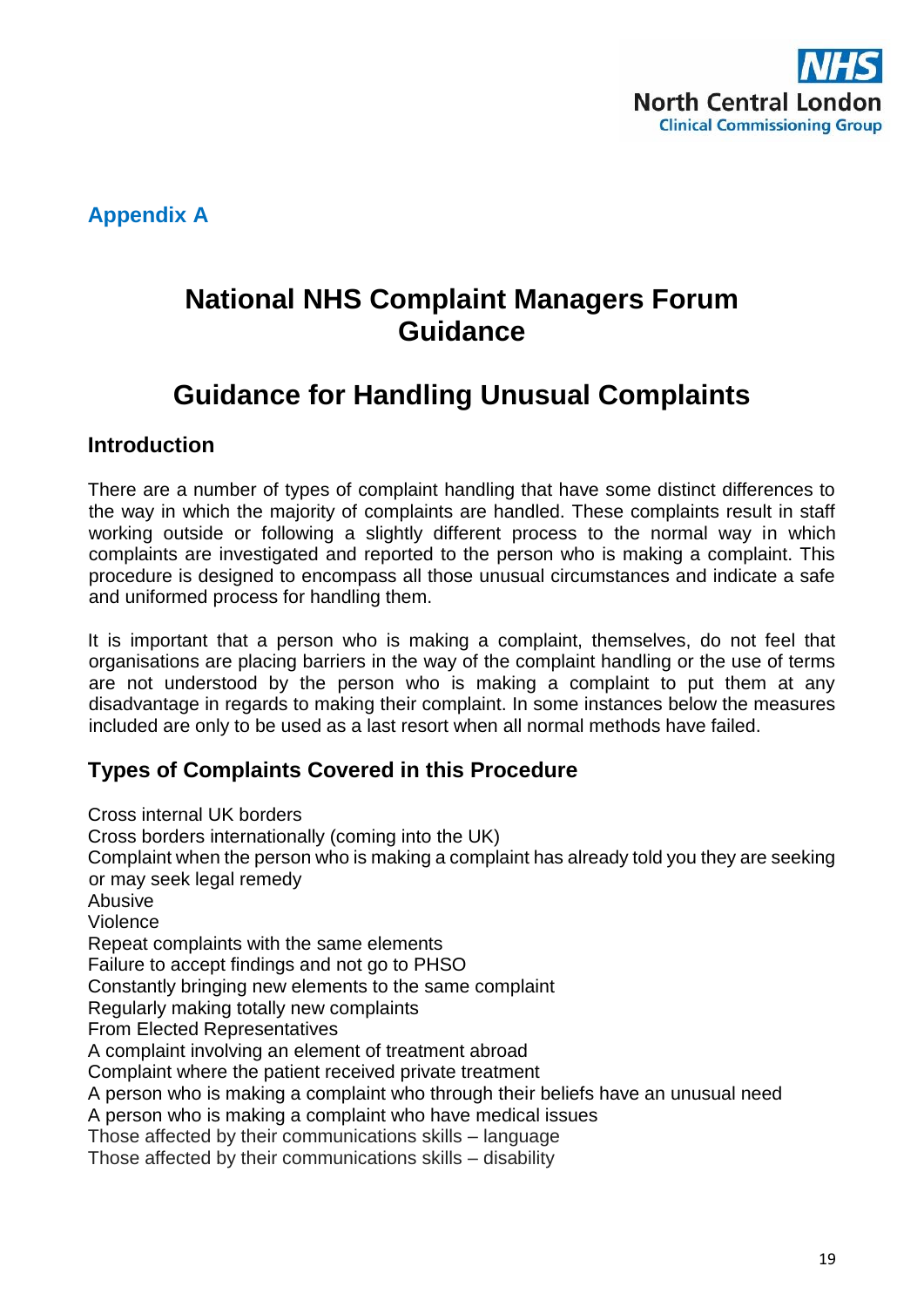## Appendix A

# National NHS Complaint Managers Forum Guidance

# Guidance for Handling Unusual Complaints

### Introduction

There are a number of types of complaint handling that have some distinct differences to the way in which the majority of complaints are handled. These complaints result in staff working outside or following a slightly different process to the normal way in which complaints are investigated and reported to the person who is making a complaint. This procedure is designed to encompass all those unusual circumstances and indicate a safe and uniformed process for handling them.

It is important that a person who is making a complaint, themselves, do not feel that organisations are placing barriers in the way of the complaint handling or the use of terms are not understood by the person who is making a complaint to put them at any disadvantage in regards to making their complaint. In some instances below the measures included are only to be used as a last resort when all normal methods have failed.

### Types of Complaints Covered in this Procedure

Cross internal UK borders
Cross borders internationally (coming into the UK)
Complaint when the person who is making a complaint has already told you they are seeking or may seek legal remedy
Abusive
Violence
Repeat complaints with the same elements
Failure to accept findings and not go to PHSO
Constantly bringing new elements to the same complaint
Regularly making totally new complaints
From Elected Representatives
A complaint involving an element of treatment abroad
Complaint where the patient received private treatment
A person who is making a complaint who through their beliefs have an unusual need
A person who is making a complaint who have medical issues
Those affected by their communications skills – language
Those affected by their communications skills – disability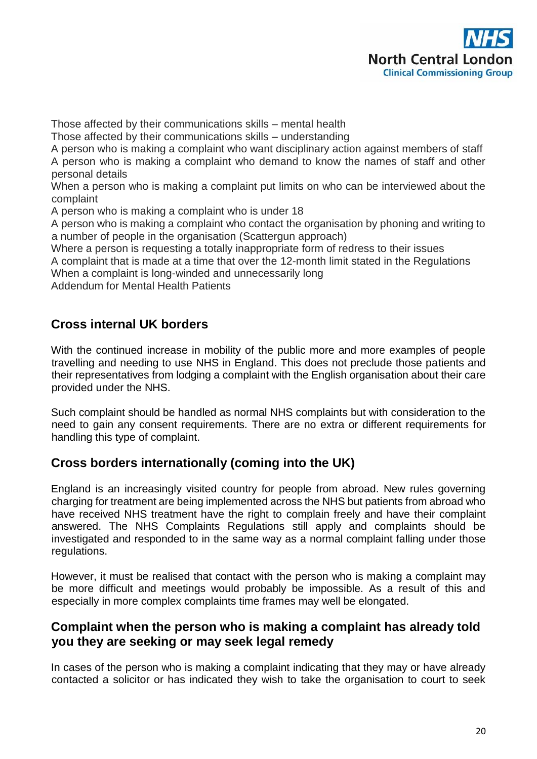Those affected by their communications skills – mental health
Those affected by their communications skills – understanding
A person who is making a complaint who want disciplinary action against members of staff
A person who is making a complaint who demand to know the names of staff and other personal details
When a person who is making a complaint put limits on who can be interviewed about the complaint
A person who is making a complaint who is under 18
A person who is making a complaint who contact the organisation by phoning and writing to a number of people in the organisation (Scattergun approach)
Where a person is requesting a totally inappropriate form of redress to their issues
A complaint that is made at a time that over the 12-month limit stated in the Regulations
When a complaint is long-winded and unnecessarily long
Addendum for Mental Health Patients

### Cross internal UK borders

With the continued increase in mobility of the public more and more examples of people travelling and needing to use NHS in England. This does not preclude those patients and their representatives from lodging a complaint with the English organisation about their care provided under the NHS.

Such complaint should be handled as normal NHS complaints but with consideration to the need to gain any consent requirements. There are no extra or different requirements for handling this type of complaint.

### Cross borders internationally (coming into the UK)

England is an increasingly visited country for people from abroad. New rules governing charging for treatment are being implemented across the NHS but patients from abroad who have received NHS treatment have the right to complain freely and have their complaint answered. The NHS Complaints Regulations still apply and complaints should be investigated and responded to in the same way as a normal complaint falling under those regulations.

However, it must be realised that contact with the person who is making a complaint may be more difficult and meetings would probably be impossible. As a result of this and especially in more complex complaints time frames may well be elongated.

### Complaint when the person who is making a complaint has already told you they are seeking or may seek legal remedy

In cases of the person who is making a complaint indicating that they may or have already contacted a solicitor or has indicated they wish to take the organisation to court to seek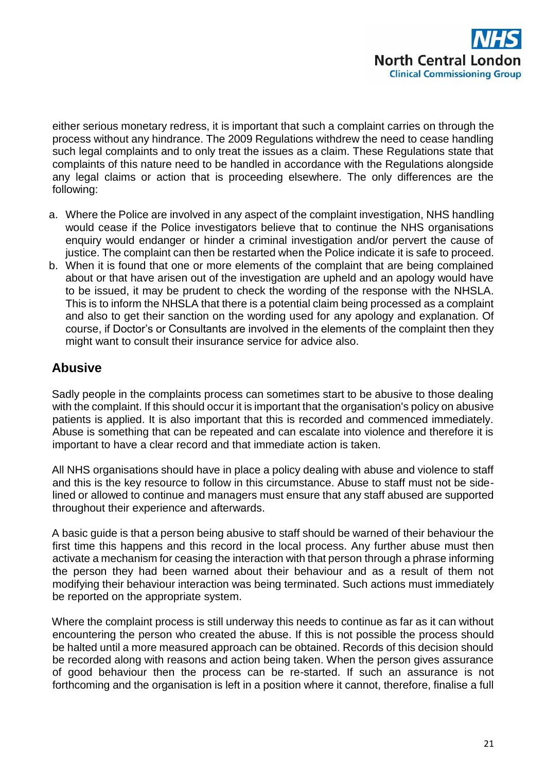either serious monetary redress, it is important that such a complaint carries on through the process without any hindrance. The 2009 Regulations withdrew the need to cease handling such legal complaints and to only treat the issues as a claim. These Regulations state that complaints of this nature need to be handled in accordance with the Regulations alongside any legal claims or action that is proceeding elsewhere. The only differences are the following:

a. Where the Police are involved in any aspect of the complaint investigation, NHS handling would cease if the Police investigators believe that to continue the NHS organisations enquiry would endanger or hinder a criminal investigation and/or pervert the cause of justice. The complaint can then be restarted when the Police indicate it is safe to proceed.
b. When it is found that one or more elements of the complaint that are being complained about or that have arisen out of the investigation are upheld and an apology would have to be issued, it may be prudent to check the wording of the response with the NHSLA. This is to inform the NHSLA that there is a potential claim being processed as a complaint and also to get their sanction on the wording used for any apology and explanation. Of course, if Doctor's or Consultants are involved in the elements of the complaint then they might want to consult their insurance service for advice also.

## Abusive

Sadly people in the complaints process can sometimes start to be abusive to those dealing with the complaint. If this should occur it is important that the organisation's policy on abusive patients is applied. It is also important that this is recorded and commenced immediately. Abuse is something that can be repeated and can escalate into violence and therefore it is important to have a clear record and that immediate action is taken.

All NHS organisations should have in place a policy dealing with abuse and violence to staff and this is the key resource to follow in this circumstance. Abuse to staff must not be side-lined or allowed to continue and managers must ensure that any staff abused are supported throughout their experience and afterwards.

A basic guide is that a person being abusive to staff should be warned of their behaviour the first time this happens and this record in the local process. Any further abuse must then activate a mechanism for ceasing the interaction with that person through a phrase informing the person they had been warned about their behaviour and as a result of them not modifying their behaviour interaction was being terminated. Such actions must immediately be reported on the appropriate system.

Where the complaint process is still underway this needs to continue as far as it can without encountering the person who created the abuse. If this is not possible the process should be halted until a more measured approach can be obtained. Records of this decision should be recorded along with reasons and action being taken. When the person gives assurance of good behaviour then the process can be re-started. If such an assurance is not forthcoming and the organisation is left in a position where it cannot, therefore, finalise a full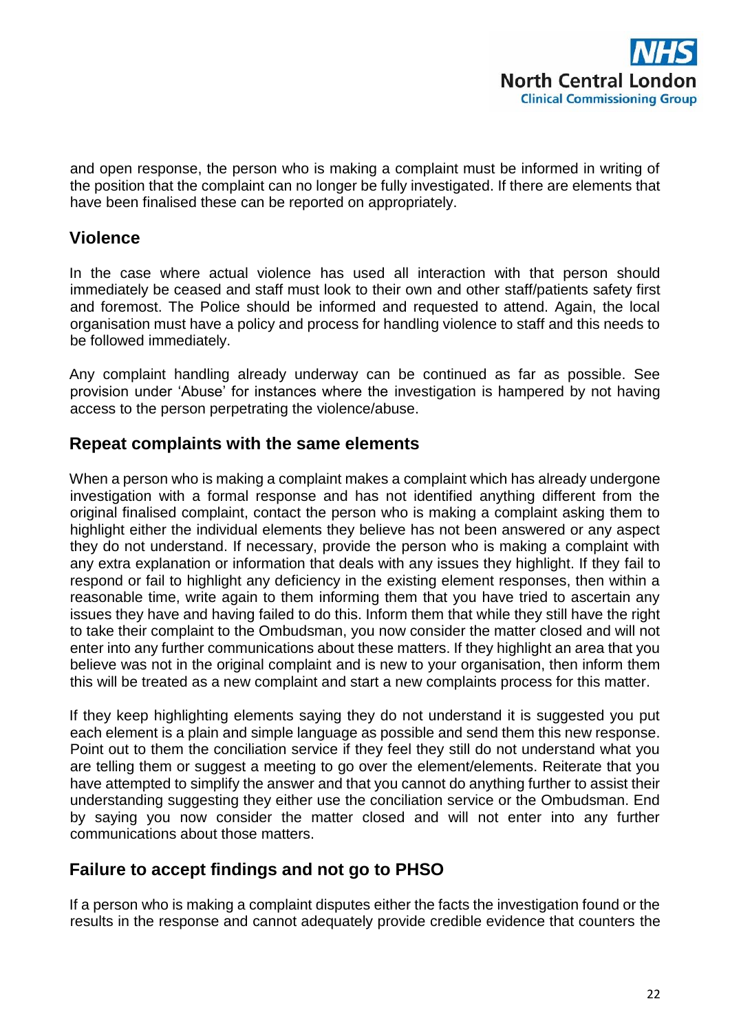and open response, the person who is making a complaint must be informed in writing of the position that the complaint can no longer be fully investigated. If there are elements that have been finalised these can be reported on appropriately.

## Violence

In the case where actual violence has used all interaction with that person should immediately be ceased and staff must look to their own and other staff/patients safety first and foremost. The Police should be informed and requested to attend. Again, the local organisation must have a policy and process for handling violence to staff and this needs to be followed immediately.

Any complaint handling already underway can be continued as far as possible. See provision under 'Abuse' for instances where the investigation is hampered by not having access to the person perpetrating the violence/abuse.

## Repeat complaints with the same elements

When a person who is making a complaint makes a complaint which has already undergone investigation with a formal response and has not identified anything different from the original finalised complaint, contact the person who is making a complaint asking them to highlight either the individual elements they believe has not been answered or any aspect they do not understand. If necessary, provide the person who is making a complaint with any extra explanation or information that deals with any issues they highlight. If they fail to respond or fail to highlight any deficiency in the existing element responses, then within a reasonable time, write again to them informing them that you have tried to ascertain any issues they have and having failed to do this. Inform them that while they still have the right to take their complaint to the Ombudsman, you now consider the matter closed and will not enter into any further communications about these matters. If they highlight an area that you believe was not in the original complaint and is new to your organisation, then inform them this will be treated as a new complaint and start a new complaints process for this matter.

If they keep highlighting elements saying they do not understand it is suggested you put each element is a plain and simple language as possible and send them this new response. Point out to them the conciliation service if they feel they still do not understand what you are telling them or suggest a meeting to go over the element/elements. Reiterate that you have attempted to simplify the answer and that you cannot do anything further to assist their understanding suggesting they either use the conciliation service or the Ombudsman. End by saying you now consider the matter closed and will not enter into any further communications about those matters.

## Failure to accept findings and not go to PHSO

If a person who is making a complaint disputes either the facts the investigation found or the results in the response and cannot adequately provide credible evidence that counters the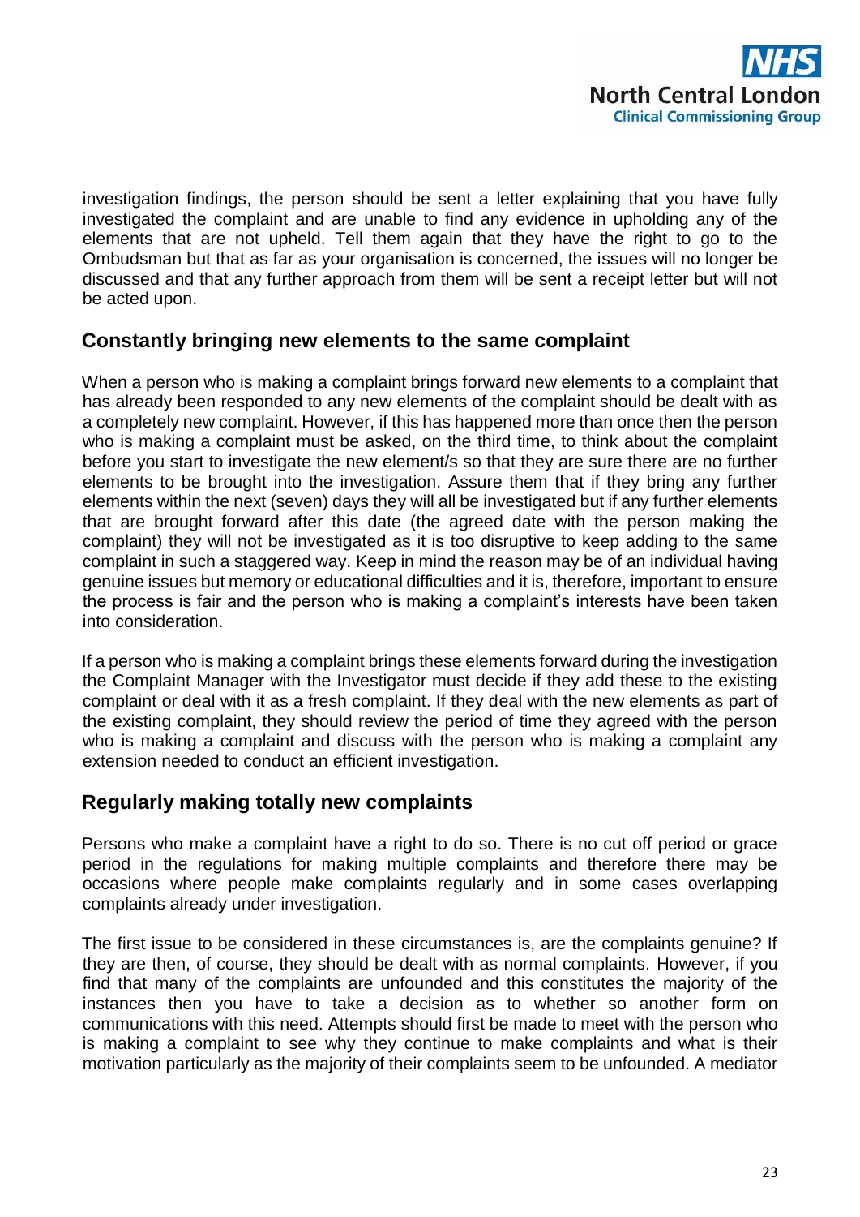investigation findings, the person should be sent a letter explaining that you have fully investigated the complaint and are unable to find any evidence in upholding any of the elements that are not upheld. Tell them again that they have the right to go to the Ombudsman but that as far as your organisation is concerned, the issues will no longer be discussed and that any further approach from them will be sent a receipt letter but will not be acted upon.

## Constantly bringing new elements to the same complaint

When a person who is making a complaint brings forward new elements to a complaint that has already been responded to any new elements of the complaint should be dealt with as a completely new complaint. However, if this has happened more than once then the person who is making a complaint must be asked, on the third time, to think about the complaint before you start to investigate the new element/s so that they are sure there are no further elements to be brought into the investigation. Assure them that if they bring any further elements within the next (seven) days they will all be investigated but if any further elements that are brought forward after this date (the agreed date with the person making the complaint) they will not be investigated as it is too disruptive to keep adding to the same complaint in such a staggered way. Keep in mind the reason may be of an individual having genuine issues but memory or educational difficulties and it is, therefore, important to ensure the process is fair and the person who is making a complaint's interests have been taken into consideration.

If a person who is making a complaint brings these elements forward during the investigation the Complaint Manager with the Investigator must decide if they add these to the existing complaint or deal with it as a fresh complaint. If they deal with the new elements as part of the existing complaint, they should review the period of time they agreed with the person who is making a complaint and discuss with the person who is making a complaint any extension needed to conduct an efficient investigation.

## Regularly making totally new complaints

Persons who make a complaint have a right to do so. There is no cut off period or grace period in the regulations for making multiple complaints and therefore there may be occasions where people make complaints regularly and in some cases overlapping complaints already under investigation.

The first issue to be considered in these circumstances is, are the complaints genuine? If they are then, of course, they should be dealt with as normal complaints. However, if you find that many of the complaints are unfounded and this constitutes the majority of the instances then you have to take a decision as to whether so another form on communications with this need. Attempts should first be made to meet with the person who is making a complaint to see why they continue to make complaints and what is their motivation particularly as the majority of their complaints seem to be unfounded. A mediator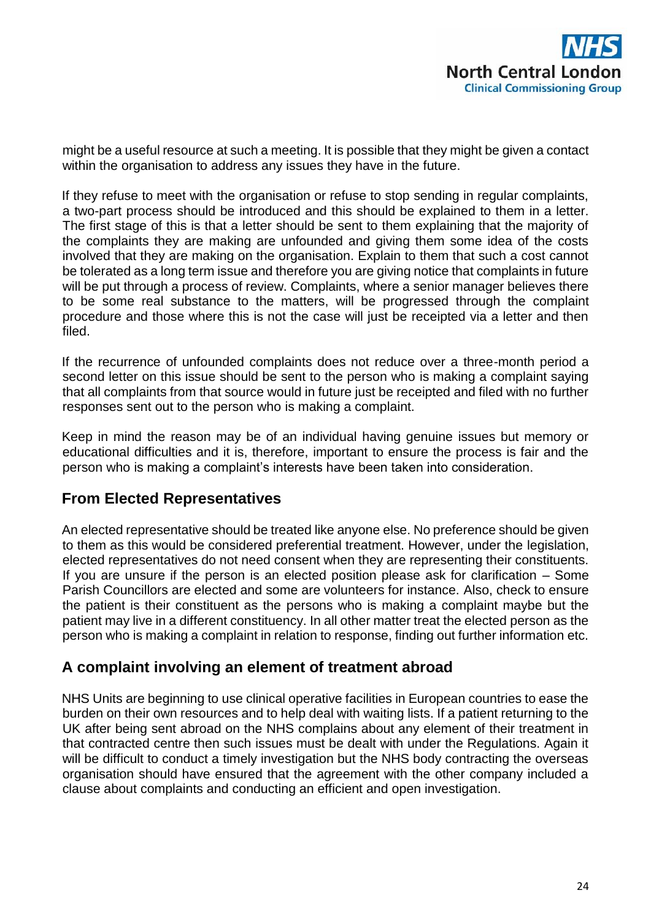might be a useful resource at such a meeting. It is possible that they might be given a contact within the organisation to address any issues they have in the future.

If they refuse to meet with the organisation or refuse to stop sending in regular complaints, a two-part process should be introduced and this should be explained to them in a letter. The first stage of this is that a letter should be sent to them explaining that the majority of the complaints they are making are unfounded and giving them some idea of the costs involved that they are making on the organisation. Explain to them that such a cost cannot be tolerated as a long term issue and therefore you are giving notice that complaints in future will be put through a process of review. Complaints, where a senior manager believes there to be some real substance to the matters, will be progressed through the complaint procedure and those where this is not the case will just be receipted via a letter and then filed.

If the recurrence of unfounded complaints does not reduce over a three-month period a second letter on this issue should be sent to the person who is making a complaint saying that all complaints from that source would in future just be receipted and filed with no further responses sent out to the person who is making a complaint.

Keep in mind the reason may be of an individual having genuine issues but memory or educational difficulties and it is, therefore, important to ensure the process is fair and the person who is making a complaint's interests have been taken into consideration.

## From Elected Representatives

An elected representative should be treated like anyone else. No preference should be given to them as this would be considered preferential treatment. However, under the legislation, elected representatives do not need consent when they are representing their constituents. If you are unsure if the person is an elected position please ask for clarification – Some Parish Councillors are elected and some are volunteers for instance. Also, check to ensure the patient is their constituent as the persons who is making a complaint maybe but the patient may live in a different constituency. In all other matter treat the elected person as the person who is making a complaint in relation to response, finding out further information etc.

## A complaint involving an element of treatment abroad

NHS Units are beginning to use clinical operative facilities in European countries to ease the burden on their own resources and to help deal with waiting lists. If a patient returning to the UK after being sent abroad on the NHS complains about any element of their treatment in that contracted centre then such issues must be dealt with under the Regulations. Again it will be difficult to conduct a timely investigation but the NHS body contracting the overseas organisation should have ensured that the agreement with the other company included a clause about complaints and conducting an efficient and open investigation.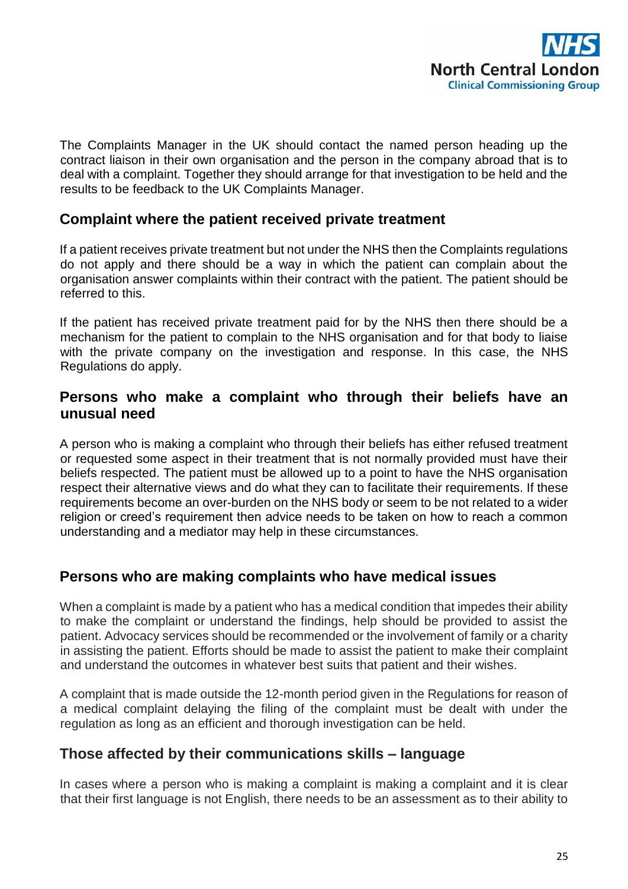The Complaints Manager in the UK should contact the named person heading up the contract liaison in their own organisation and the person in the company abroad that is to deal with a complaint. Together they should arrange for that investigation to be held and the results to be feedback to the UK Complaints Manager.

## Complaint where the patient received private treatment

If a patient receives private treatment but not under the NHS then the Complaints regulations do not apply and there should be a way in which the patient can complain about the organisation answer complaints within their contract with the patient. The patient should be referred to this.

If the patient has received private treatment paid for by the NHS then there should be a mechanism for the patient to complain to the NHS organisation and for that body to liaise with the private company on the investigation and response. In this case, the NHS Regulations do apply.

## Persons who make a complaint who through their beliefs have an unusual need

A person who is making a complaint who through their beliefs has either refused treatment or requested some aspect in their treatment that is not normally provided must have their beliefs respected. The patient must be allowed up to a point to have the NHS organisation respect their alternative views and do what they can to facilitate their requirements. If these requirements become an over-burden on the NHS body or seem to be not related to a wider religion or creed's requirement then advice needs to be taken on how to reach a common understanding and a mediator may help in these circumstances.

## Persons who are making complaints who have medical issues

When a complaint is made by a patient who has a medical condition that impedes their ability to make the complaint or understand the findings, help should be provided to assist the patient. Advocacy services should be recommended or the involvement of family or a charity in assisting the patient. Efforts should be made to assist the patient to make their complaint and understand the outcomes in whatever best suits that patient and their wishes.

A complaint that is made outside the 12-month period given in the Regulations for reason of a medical complaint delaying the filing of the complaint must be dealt with under the regulation as long as an efficient and thorough investigation can be held.

## Those affected by their communications skills – language

In cases where a person who is making a complaint is making a complaint and it is clear that their first language is not English, there needs to be an assessment as to their ability to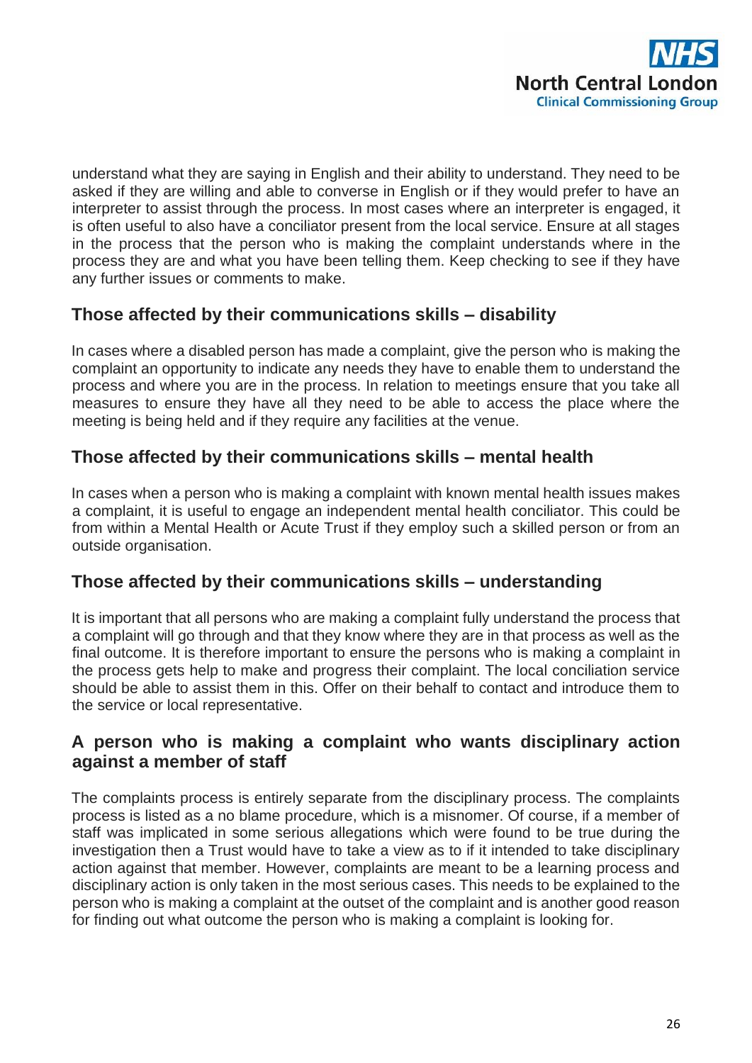understand what they are saying in English and their ability to understand. They need to be asked if they are willing and able to converse in English or if they would prefer to have an interpreter to assist through the process. In most cases where an interpreter is engaged, it is often useful to also have a conciliator present from the local service. Ensure at all stages in the process that the person who is making the complaint understands where in the process they are and what you have been telling them. Keep checking to see if they have any further issues or comments to make.

## Those affected by their communications skills – disability

In cases where a disabled person has made a complaint, give the person who is making the complaint an opportunity to indicate any needs they have to enable them to understand the process and where you are in the process. In relation to meetings ensure that you take all measures to ensure they have all they need to be able to access the place where the meeting is being held and if they require any facilities at the venue.

## Those affected by their communications skills – mental health

In cases when a person who is making a complaint with known mental health issues makes a complaint, it is useful to engage an independent mental health conciliator. This could be from within a Mental Health or Acute Trust if they employ such a skilled person or from an outside organisation.

## Those affected by their communications skills – understanding

It is important that all persons who are making a complaint fully understand the process that a complaint will go through and that they know where they are in that process as well as the final outcome. It is therefore important to ensure the persons who is making a complaint in the process gets help to make and progress their complaint. The local conciliation service should be able to assist them in this. Offer on their behalf to contact and introduce them to the service or local representative.

## A person who is making a complaint who wants disciplinary action against a member of staff

The complaints process is entirely separate from the disciplinary process. The complaints process is listed as a no blame procedure, which is a misnomer. Of course, if a member of staff was implicated in some serious allegations which were found to be true during the investigation then a Trust would have to take a view as to if it intended to take disciplinary action against that member. However, complaints are meant to be a learning process and disciplinary action is only taken in the most serious cases. This needs to be explained to the person who is making a complaint at the outset of the complaint and is another good reason for finding out what outcome the person who is making a complaint is looking for.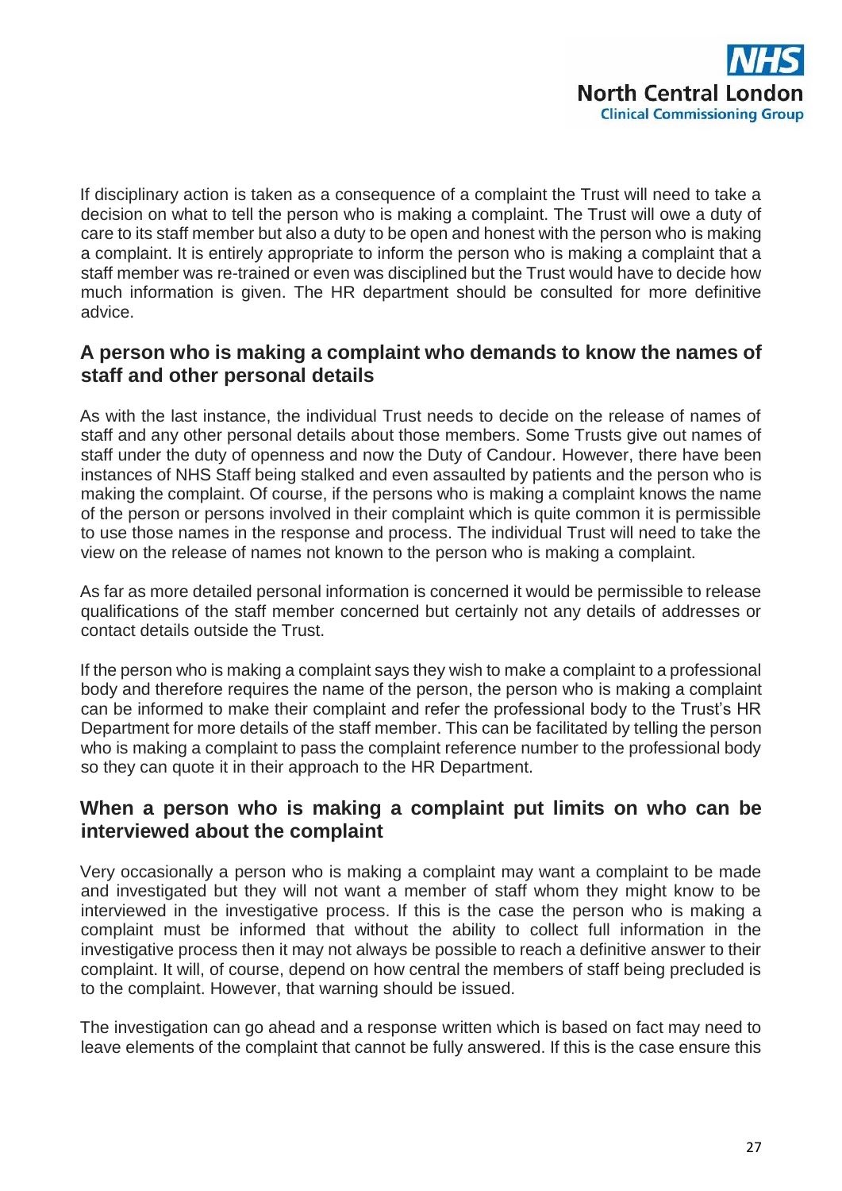If disciplinary action is taken as a consequence of a complaint the Trust will need to take a decision on what to tell the person who is making a complaint. The Trust will owe a duty of care to its staff member but also a duty to be open and honest with the person who is making a complaint. It is entirely appropriate to inform the person who is making a complaint that a staff member was re-trained or even was disciplined but the Trust would have to decide how much information is given. The HR department should be consulted for more definitive advice.

## A person who is making a complaint who demands to know the names of staff and other personal details

As with the last instance, the individual Trust needs to decide on the release of names of staff and any other personal details about those members. Some Trusts give out names of staff under the duty of openness and now the Duty of Candour. However, there have been instances of NHS Staff being stalked and even assaulted by patients and the person who is making the complaint. Of course, if the persons who is making a complaint knows the name of the person or persons involved in their complaint which is quite common it is permissible to use those names in the response and process. The individual Trust will need to take the view on the release of names not known to the person who is making a complaint.

As far as more detailed personal information is concerned it would be permissible to release qualifications of the staff member concerned but certainly not any details of addresses or contact details outside the Trust.

If the person who is making a complaint says they wish to make a complaint to a professional body and therefore requires the name of the person, the person who is making a complaint can be informed to make their complaint and refer the professional body to the Trust's HR Department for more details of the staff member. This can be facilitated by telling the person who is making a complaint to pass the complaint reference number to the professional body so they can quote it in their approach to the HR Department.

## When a person who is making a complaint put limits on who can be interviewed about the complaint

Very occasionally a person who is making a complaint may want a complaint to be made and investigated but they will not want a member of staff whom they might know to be interviewed in the investigative process. If this is the case the person who is making a complaint must be informed that without the ability to collect full information in the investigative process then it may not always be possible to reach a definitive answer to their complaint. It will, of course, depend on how central the members of staff being precluded is to the complaint. However, that warning should be issued.

The investigation can go ahead and a response written which is based on fact may need to leave elements of the complaint that cannot be fully answered. If this is the case ensure this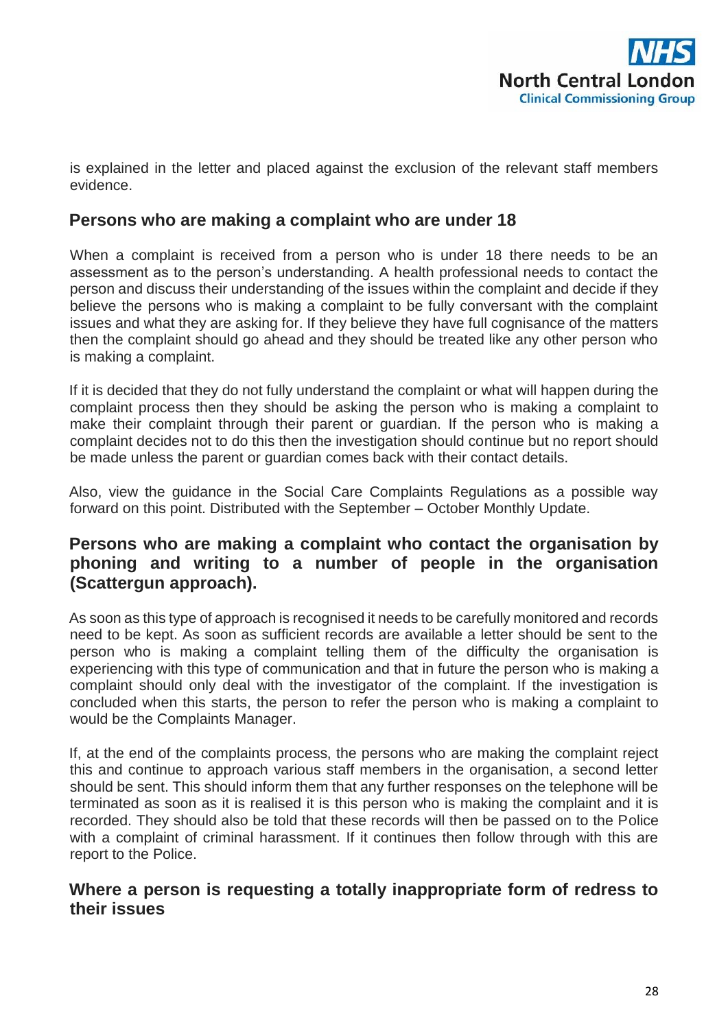is explained in the letter and placed against the exclusion of the relevant staff members evidence.

## Persons who are making a complaint who are under 18

When a complaint is received from a person who is under 18 there needs to be an assessment as to the person's understanding. A health professional needs to contact the person and discuss their understanding of the issues within the complaint and decide if they believe the persons who is making a complaint to be fully conversant with the complaint issues and what they are asking for. If they believe they have full cognisance of the matters then the complaint should go ahead and they should be treated like any other person who is making a complaint.

If it is decided that they do not fully understand the complaint or what will happen during the complaint process then they should be asking the person who is making a complaint to make their complaint through their parent or guardian. If the person who is making a complaint decides not to do this then the investigation should continue but no report should be made unless the parent or guardian comes back with their contact details.

Also, view the guidance in the Social Care Complaints Regulations as a possible way forward on this point. Distributed with the September – October Monthly Update.

## Persons who are making a complaint who contact the organisation by phoning and writing to a number of people in the organisation (Scattergun approach).

As soon as this type of approach is recognised it needs to be carefully monitored and records need to be kept. As soon as sufficient records are available a letter should be sent to the person who is making a complaint telling them of the difficulty the organisation is experiencing with this type of communication and that in future the person who is making a complaint should only deal with the investigator of the complaint. If the investigation is concluded when this starts, the person to refer the person who is making a complaint to would be the Complaints Manager.

If, at the end of the complaints process, the persons who are making the complaint reject this and continue to approach various staff members in the organisation, a second letter should be sent. This should inform them that any further responses on the telephone will be terminated as soon as it is realised it is this person who is making the complaint and it is recorded. They should also be told that these records will then be passed on to the Police with a complaint of criminal harassment. If it continues then follow through with this are report to the Police.

## Where a person is requesting a totally inappropriate form of redress to their issues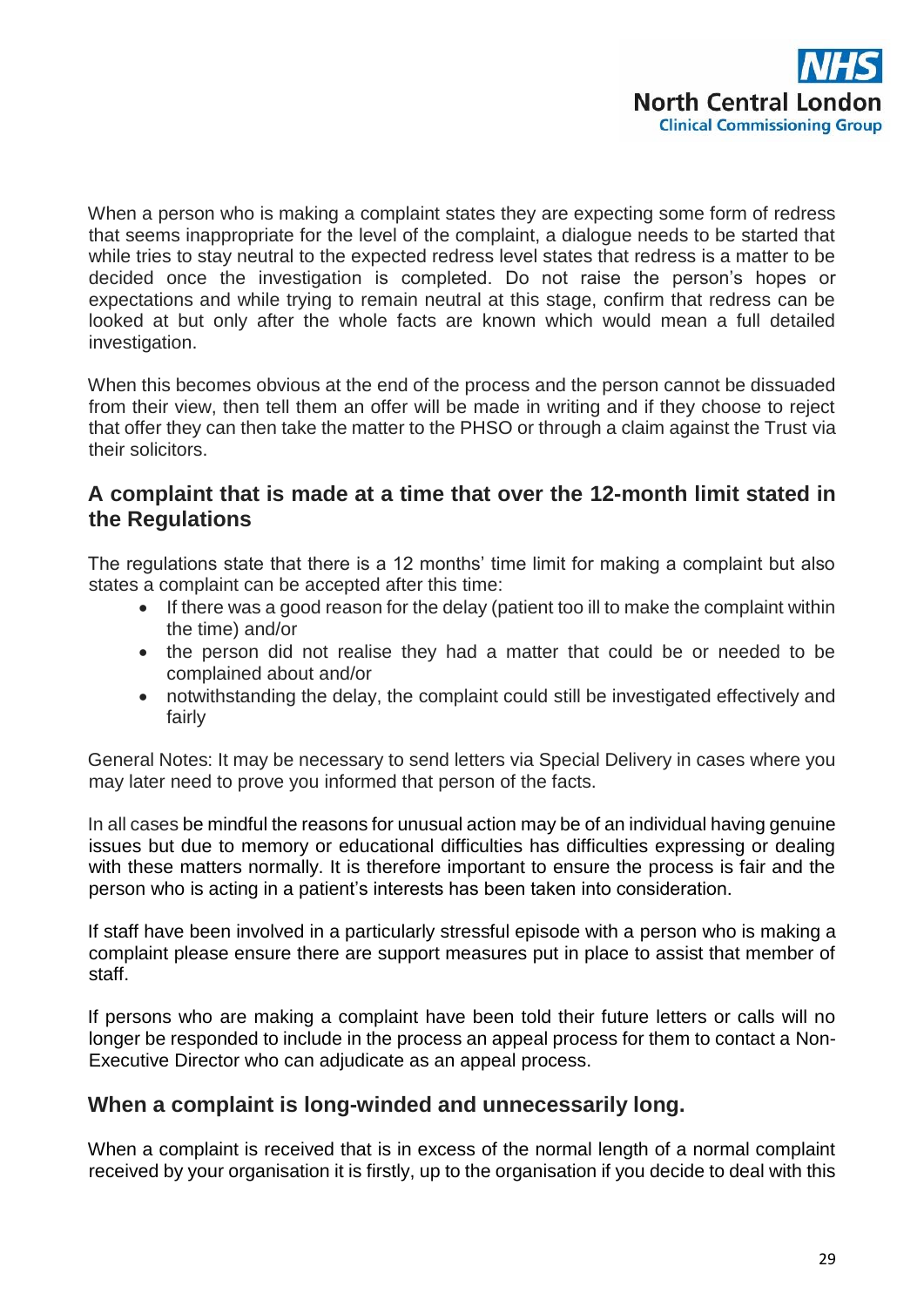When a person who is making a complaint states they are expecting some form of redress that seems inappropriate for the level of the complaint, a dialogue needs to be started that while tries to stay neutral to the expected redress level states that redress is a matter to be decided once the investigation is completed. Do not raise the person's hopes or expectations and while trying to remain neutral at this stage, confirm that redress can be looked at but only after the whole facts are known which would mean a full detailed investigation.

When this becomes obvious at the end of the process and the person cannot be dissuaded from their view, then tell them an offer will be made in writing and if they choose to reject that offer they can then take the matter to the PHSO or through a claim against the Trust via their solicitors.

## A complaint that is made at a time that over the 12-month limit stated in the Regulations

The regulations state that there is a 12 months' time limit for making a complaint but also states a complaint can be accepted after this time:

- If there was a good reason for the delay (patient too ill to make the complaint within the time) and/or
- the person did not realise they had a matter that could be or needed to be complained about and/or
- notwithstanding the delay, the complaint could still be investigated effectively and fairly

General Notes: It may be necessary to send letters via Special Delivery in cases where you may later need to prove you informed that person of the facts.

In all cases be mindful the reasons for unusual action may be of an individual having genuine issues but due to memory or educational difficulties has difficulties expressing or dealing with these matters normally. It is therefore important to ensure the process is fair and the person who is acting in a patient's interests has been taken into consideration.

If staff have been involved in a particularly stressful episode with a person who is making a complaint please ensure there are support measures put in place to assist that member of staff.

If persons who are making a complaint have been told their future letters or calls will no longer be responded to include in the process an appeal process for them to contact a Non-Executive Director who can adjudicate as an appeal process.

## When a complaint is long-winded and unnecessarily long.

When a complaint is received that is in excess of the normal length of a normal complaint received by your organisation it is firstly, up to the organisation if you decide to deal with this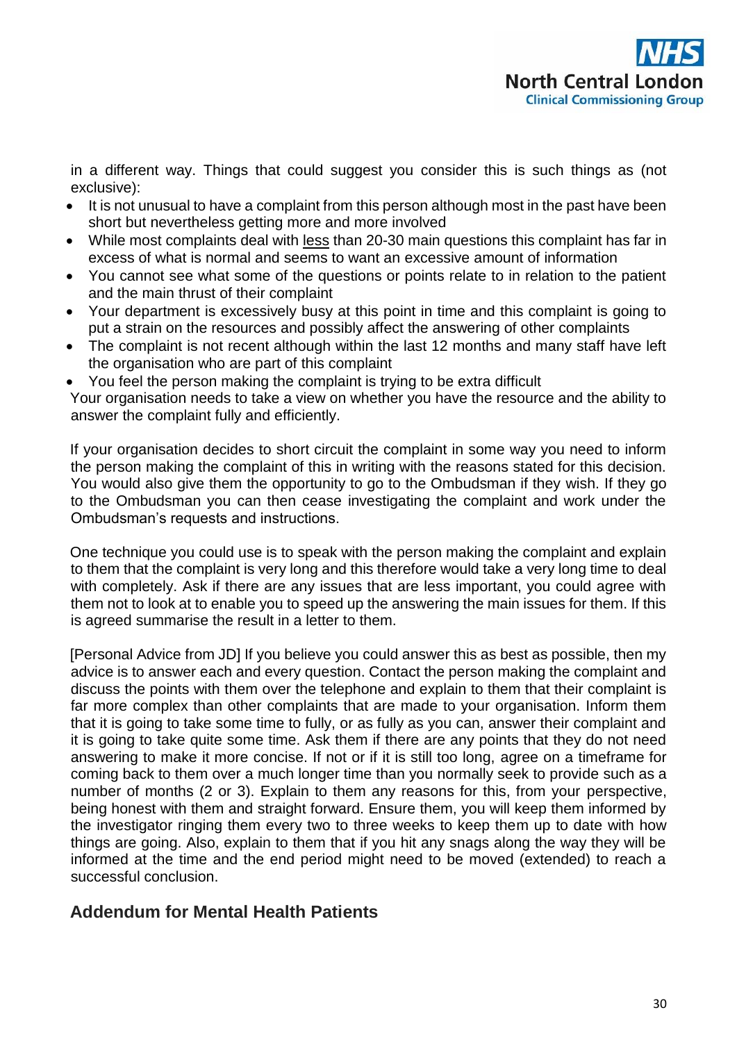in a different way. Things that could suggest you consider this is such things as (not exclusive):

- It is not unusual to have a complaint from this person although most in the past have been short but nevertheless getting more and more involved
- While most complaints deal with <u>less</u> than 20-30 main questions this complaint has far in excess of what is normal and seems to want an excessive amount of information
- You cannot see what some of the questions or points relate to in relation to the patient and the main thrust of their complaint
- Your department is excessively busy at this point in time and this complaint is going to put a strain on the resources and possibly affect the answering of other complaints
- The complaint is not recent although within the last 12 months and many staff have left the organisation who are part of this complaint
- You feel the person making the complaint is trying to be extra difficult

Your organisation needs to take a view on whether you have the resource and the ability to answer the complaint fully and efficiently.

If your organisation decides to short circuit the complaint in some way you need to inform the person making the complaint of this in writing with the reasons stated for this decision. You would also give them the opportunity to go to the Ombudsman if they wish. If they go to the Ombudsman you can then cease investigating the complaint and work under the Ombudsman's requests and instructions.

One technique you could use is to speak with the person making the complaint and explain to them that the complaint is very long and this therefore would take a very long time to deal with completely. Ask if there are any issues that are less important, you could agree with them not to look at to enable you to speed up the answering the main issues for them. If this is agreed summarise the result in a letter to them.

[Personal Advice from JD] If you believe you could answer this as best as possible, then my advice is to answer each and every question. Contact the person making the complaint and discuss the points with them over the telephone and explain to them that their complaint is far more complex than other complaints that are made to your organisation. Inform them that it is going to take some time to fully, or as fully as you can, answer their complaint and it is going to take quite some time. Ask them if there are any points that they do not need answering to make it more concise. If not or if it is still too long, agree on a timeframe for coming back to them over a much longer time than you normally seek to provide such as a number of months (2 or 3). Explain to them any reasons for this, from your perspective, being honest with them and straight forward. Ensure them, you will keep them informed by the investigator ringing them every two to three weeks to keep them up to date with how things are going. Also, explain to them that if you hit any snags along the way they will be informed at the time and the end period might need to be moved (extended) to reach a successful conclusion.

## Addendum for Mental Health Patients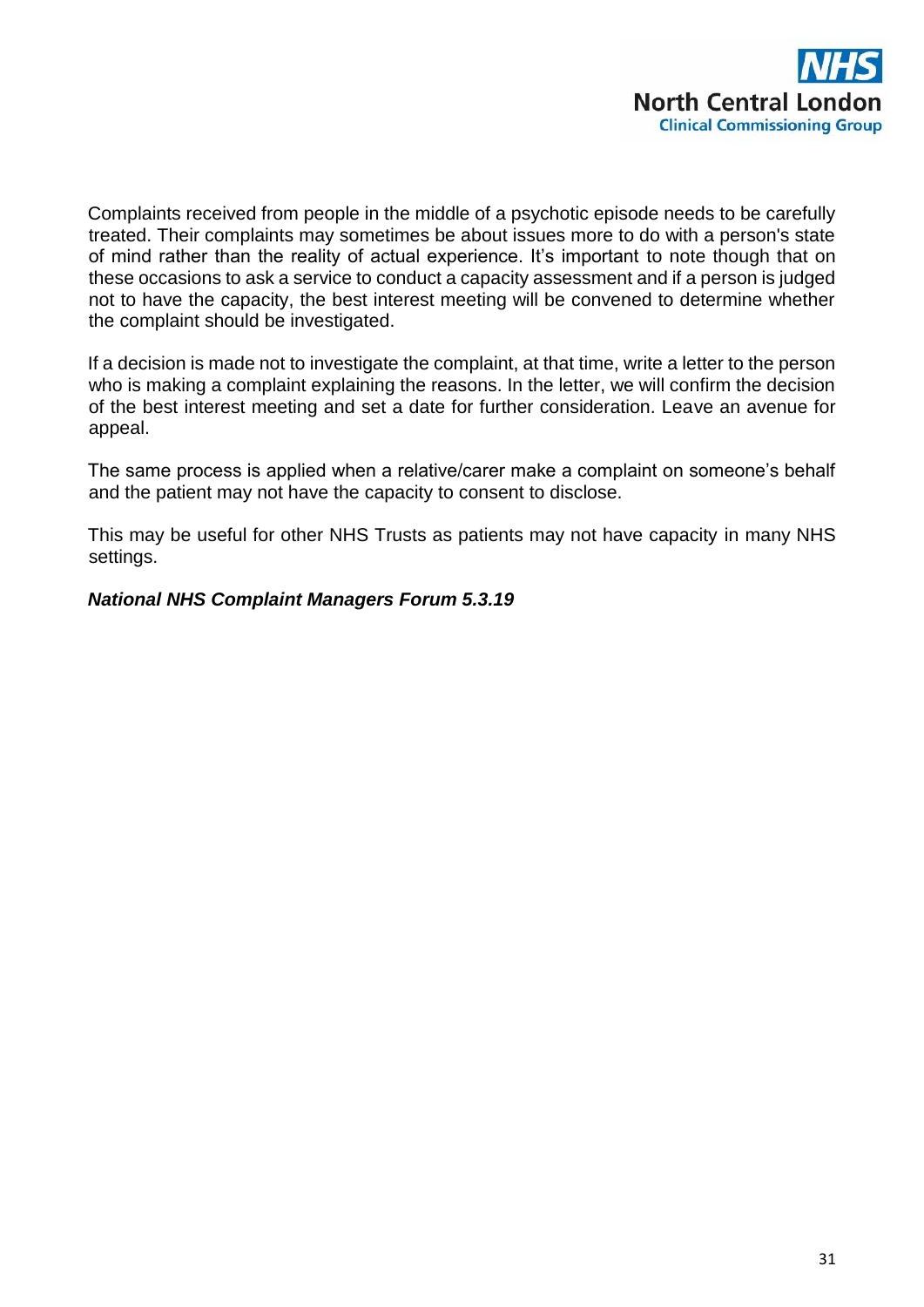Complaints received from people in the middle of a psychotic episode needs to be carefully treated. Their complaints may sometimes be about issues more to do with a person's state of mind rather than the reality of actual experience. It's important to note though that on these occasions to ask a service to conduct a capacity assessment and if a person is judged not to have the capacity, the best interest meeting will be convened to determine whether the complaint should be investigated.

If a decision is made not to investigate the complaint, at that time, write a letter to the person who is making a complaint explaining the reasons. In the letter, we will confirm the decision of the best interest meeting and set a date for further consideration. Leave an avenue for appeal.

The same process is applied when a relative/carer make a complaint on someone's behalf and the patient may not have the capacity to consent to disclose.

This may be useful for other NHS Trusts as patients may not have capacity in many NHS settings.

***National NHS Complaint Managers Forum 5.3.19***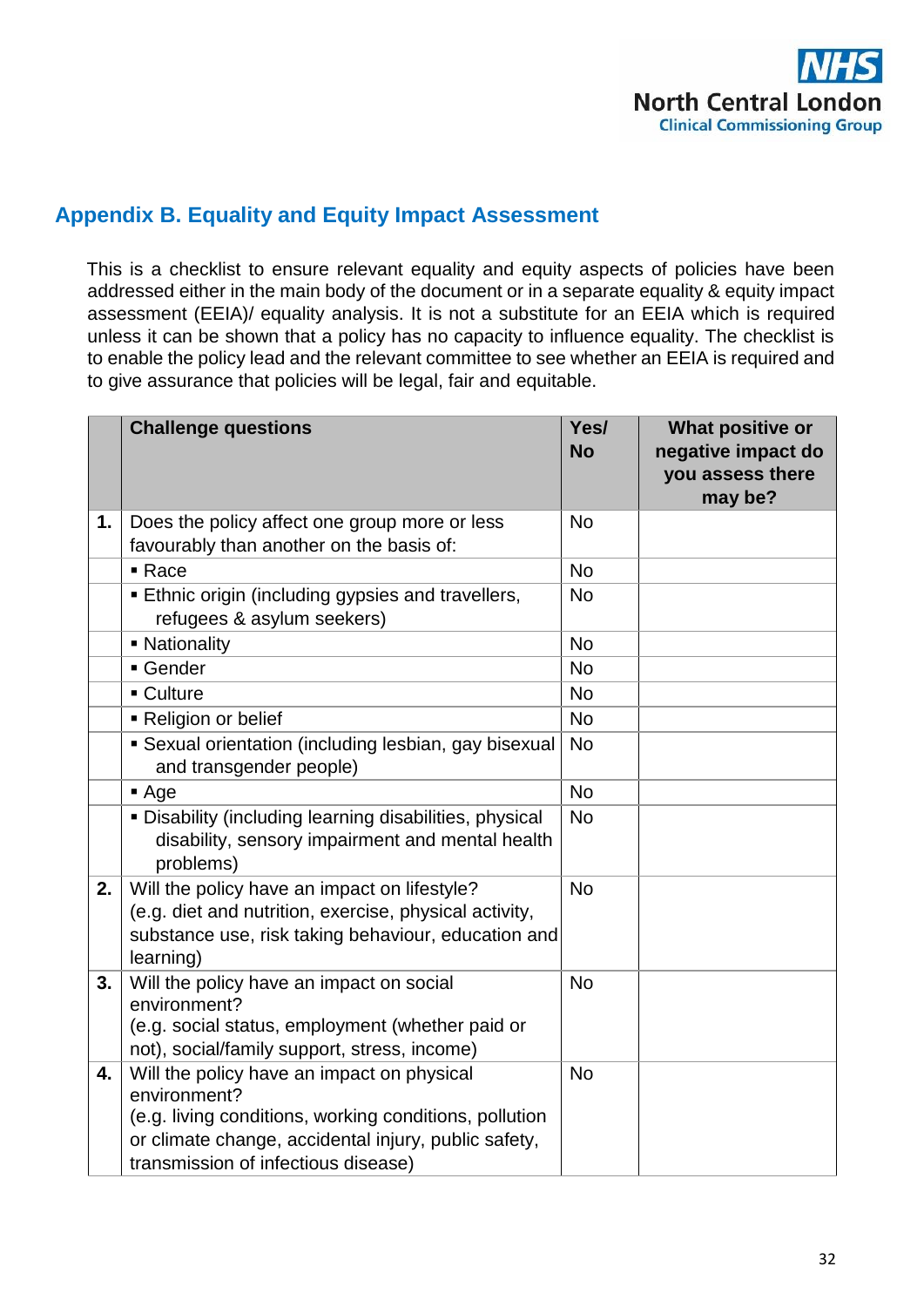## Appendix B. Equality and Equity Impact Assessment

This is a checklist to ensure relevant equality and equity aspects of policies have been addressed either in the main body of the document or in a separate equality & equity impact assessment (EEIA)/ equality analysis. It is not a substitute for an EEIA which is required unless it can be shown that a policy has no capacity to influence equality. The checklist is to enable the policy lead and the relevant committee to see whether an EEIA is required and to give assurance that policies will be legal, fair and equitable.

| | Challenge questions | Yes/ No | What positive or negative impact do you assess there may be? |
|---|---|---|---|
| 1. | Does the policy affect one group more or less favourably than another on the basis of: | No | |
| | ▪ Race | No | |
| | ▪ Ethnic origin (including gypsies and travellers, refugees & asylum seekers) | No | |
| | ▪ Nationality | No | |
| | ▪ Gender | No | |
| | ▪ Culture | No | |
| | ▪ Religion or belief | No | |
| | ▪ Sexual orientation (including lesbian, gay bisexual and transgender people) | No | |
| | ▪ Age | No | |
| | ▪ Disability (including learning disabilities, physical disability, sensory impairment and mental health problems) | No | |
| 2. | Will the policy have an impact on lifestyle? (e.g. diet and nutrition, exercise, physical activity, substance use, risk taking behaviour, education and learning) | No | |
| 3. | Will the policy have an impact on social environment? (e.g. social status, employment (whether paid or not), social/family support, stress, income) | No | |
| 4. | Will the policy have an impact on physical environment? (e.g. living conditions, working conditions, pollution or climate change, accidental injury, public safety, transmission of infectious disease) | No | |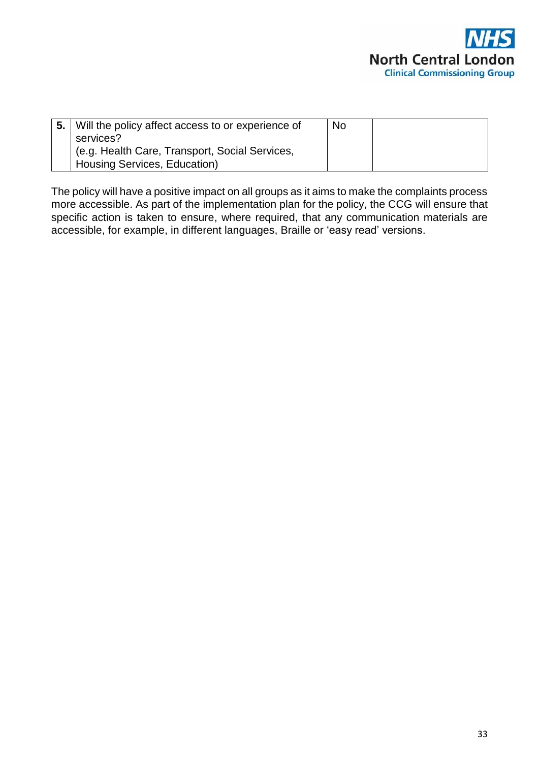| | | | |
|---|---|---|---|
| **5.** | Will the policy affect access to or experience of services?<br>(e.g. Health Care, Transport, Social Services, Housing Services, Education) | No | |

The policy will have a positive impact on all groups as it aims to make the complaints process more accessible. As part of the implementation plan for the policy, the CCG will ensure that specific action is taken to ensure, where required, that any communication materials are accessible, for example, in different languages, Braille or 'easy read' versions.